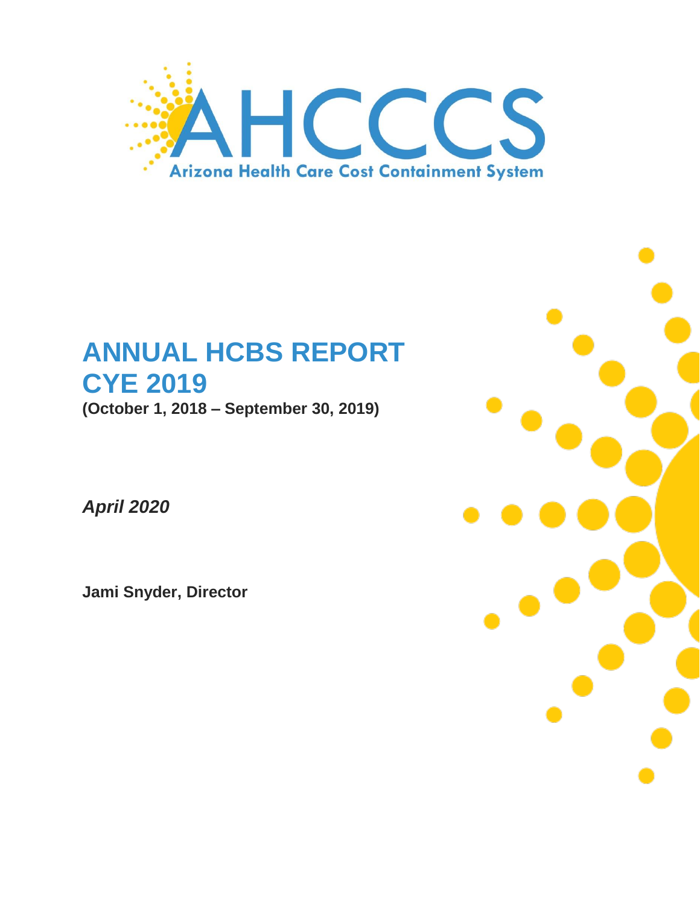AHCCCS

Arizona Health Care Cost Containment System

# ANNUAL HCBS REPORT CYE 2019

**(October 1, 2018 – September 30, 2019)**

***April 2020***

**Jami Snyder, Director**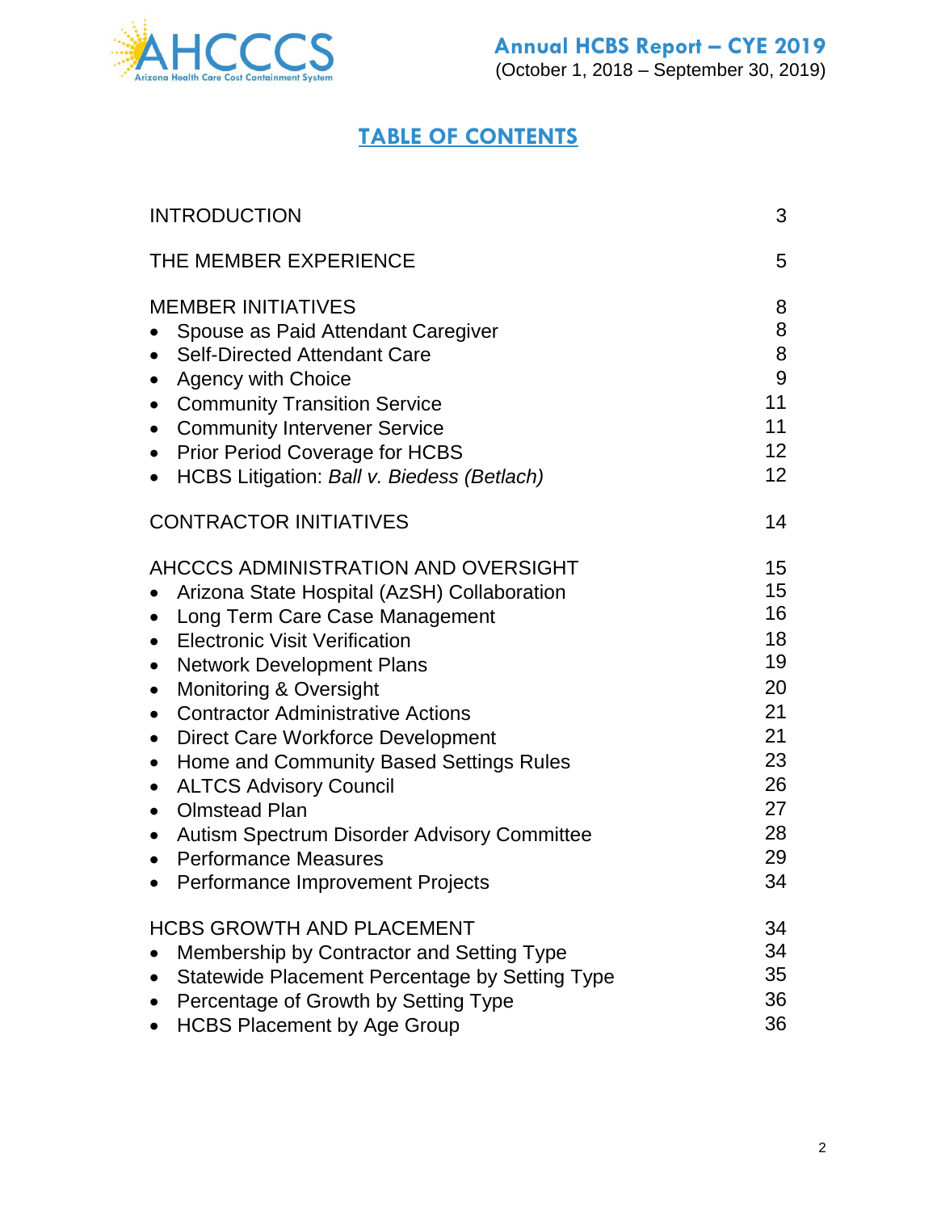# TABLE OF CONTENTS

| | |
|---|---|
| INTRODUCTION | 3 |
| THE MEMBER EXPERIENCE | 5 |
| MEMBER INITIATIVES | 8 |
| • Spouse as Paid Attendant Caregiver | 8 |
| • Self-Directed Attendant Care | 8 |
| • Agency with Choice | 9 |
| • Community Transition Service | 11 |
| • Community Intervener Service | 11 |
| • Prior Period Coverage for HCBS | 12 |
| • HCBS Litigation: *Ball v. Biedess (Betlach)* | 12 |
| CONTRACTOR INITIATIVES | 14 |
| AHCCCS ADMINISTRATION AND OVERSIGHT | 15 |
| • Arizona State Hospital (AzSH) Collaboration | 15 |
| • Long Term Care Case Management | 16 |
| • Electronic Visit Verification | 18 |
| • Network Development Plans | 19 |
| • Monitoring & Oversight | 20 |
| • Contractor Administrative Actions | 21 |
| • Direct Care Workforce Development | 21 |
| • Home and Community Based Settings Rules | 23 |
| • ALTCS Advisory Council | 26 |
| • Olmstead Plan | 27 |
| • Autism Spectrum Disorder Advisory Committee | 28 |
| • Performance Measures | 29 |
| • Performance Improvement Projects | 34 |
| HCBS GROWTH AND PLACEMENT | 34 |
| • Membership by Contractor and Setting Type | 34 |
| • Statewide Placement Percentage by Setting Type | 35 |
| • Percentage of Growth by Setting Type | 36 |
| • HCBS Placement by Age Group | 36 |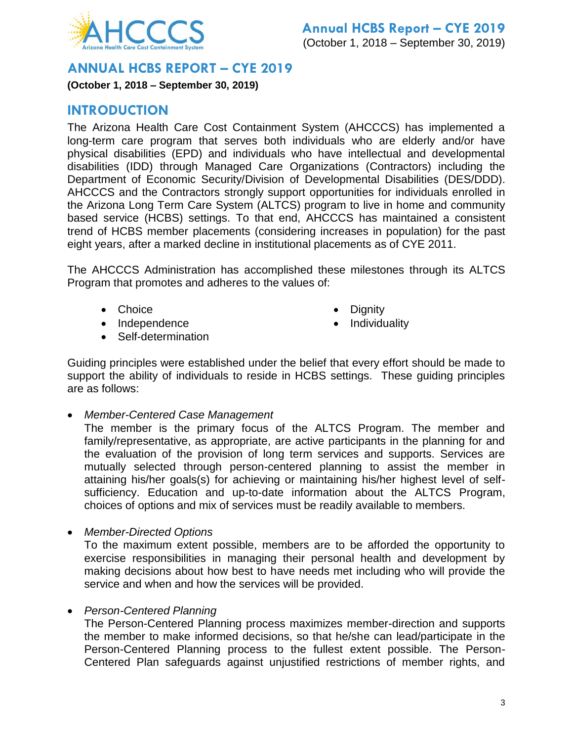# ANNUAL HCBS REPORT – CYE 2019

**(October 1, 2018 – September 30, 2019)**

## INTRODUCTION

The Arizona Health Care Cost Containment System (AHCCCS) has implemented a long-term care program that serves both individuals who are elderly and/or have physical disabilities (EPD) and individuals who have intellectual and developmental disabilities (IDD) through Managed Care Organizations (Contractors) including the Department of Economic Security/Division of Developmental Disabilities (DES/DDD). AHCCCS and the Contractors strongly support opportunities for individuals enrolled in the Arizona Long Term Care System (ALTCS) program to live in home and community based service (HCBS) settings. To that end, AHCCCS has maintained a consistent trend of HCBS member placements (considering increases in population) for the past eight years, after a marked decline in institutional placements as of CYE 2011.

The AHCCCS Administration has accomplished these milestones through its ALTCS Program that promotes and adheres to the values of:

- Choice
- Independence
- Self-determination
- Dignity
- Individuality

Guiding principles were established under the belief that every effort should be made to support the ability of individuals to reside in HCBS settings. These guiding principles are as follows:

- *Member-Centered Case Management*
  The member is the primary focus of the ALTCS Program. The member and family/representative, as appropriate, are active participants in the planning for and the evaluation of the provision of long term services and supports. Services are mutually selected through person-centered planning to assist the member in attaining his/her goals(s) for achieving or maintaining his/her highest level of self-sufficiency. Education and up-to-date information about the ALTCS Program, choices of options and mix of services must be readily available to members.

- *Member-Directed Options*
  To the maximum extent possible, members are to be afforded the opportunity to exercise responsibilities in managing their personal health and development by making decisions about how best to have needs met including who will provide the service and when and how the services will be provided.

- *Person-Centered Planning*
  The Person-Centered Planning process maximizes member-direction and supports the member to make informed decisions, so that he/she can lead/participate in the Person-Centered Planning process to the fullest extent possible. The Person-Centered Plan safeguards against unjustified restrictions of member rights, and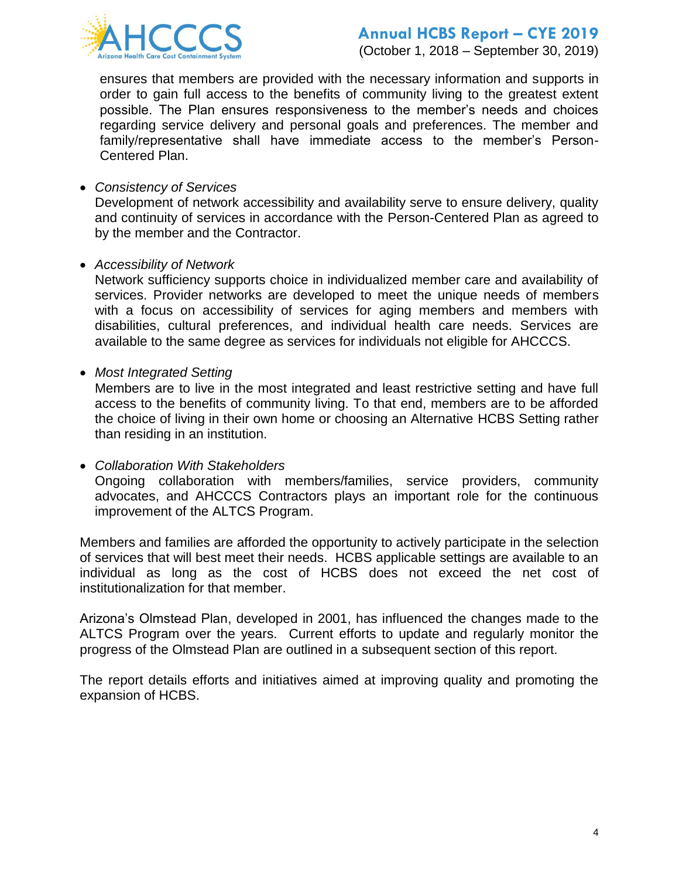ensures that members are provided with the necessary information and supports in order to gain full access to the benefits of community living to the greatest extent possible. The Plan ensures responsiveness to the member's needs and choices regarding service delivery and personal goals and preferences. The member and family/representative shall have immediate access to the member's Person-Centered Plan.

- *Consistency of Services*
  Development of network accessibility and availability serve to ensure delivery, quality and continuity of services in accordance with the Person-Centered Plan as agreed to by the member and the Contractor.

- *Accessibility of Network*
  Network sufficiency supports choice in individualized member care and availability of services. Provider networks are developed to meet the unique needs of members with a focus on accessibility of services for aging members and members with disabilities, cultural preferences, and individual health care needs. Services are available to the same degree as services for individuals not eligible for AHCCCS.

- *Most Integrated Setting*
  Members are to live in the most integrated and least restrictive setting and have full access to the benefits of community living. To that end, members are to be afforded the choice of living in their own home or choosing an Alternative HCBS Setting rather than residing in an institution.

- *Collaboration With Stakeholders*
  Ongoing collaboration with members/families, service providers, community advocates, and AHCCCS Contractors plays an important role for the continuous improvement of the ALTCS Program.

Members and families are afforded the opportunity to actively participate in the selection of services that will best meet their needs. HCBS applicable settings are available to an individual as long as the cost of HCBS does not exceed the net cost of institutionalization for that member.

Arizona's Olmstead Plan, developed in 2001, has influenced the changes made to the ALTCS Program over the years. Current efforts to update and regularly monitor the progress of the Olmstead Plan are outlined in a subsequent section of this report.

The report details efforts and initiatives aimed at improving quality and promoting the expansion of HCBS.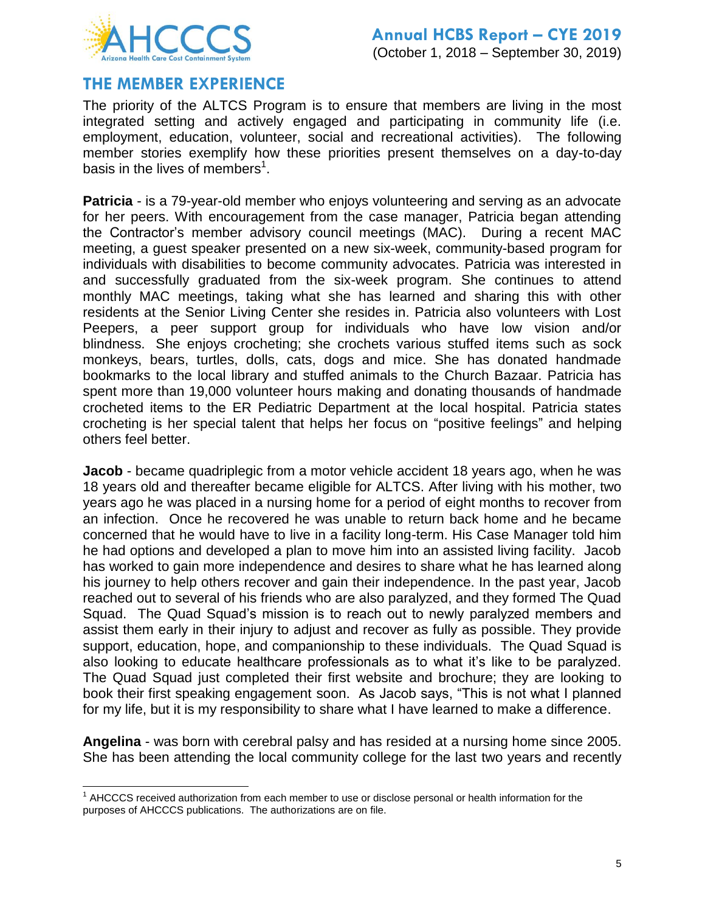## THE MEMBER EXPERIENCE

The priority of the ALTCS Program is to ensure that members are living in the most integrated setting and actively engaged and participating in community life (i.e. employment, education, volunteer, social and recreational activities). The following member stories exemplify how these priorities present themselves on a day-to-day basis in the lives of members[1].

**Patricia** - is a 79-year-old member who enjoys volunteering and serving as an advocate for her peers. With encouragement from the case manager, Patricia began attending the Contractor's member advisory council meetings (MAC). During a recent MAC meeting, a guest speaker presented on a new six-week, community-based program for individuals with disabilities to become community advocates. Patricia was interested in and successfully graduated from the six-week program. She continues to attend monthly MAC meetings, taking what she has learned and sharing this with other residents at the Senior Living Center she resides in. Patricia also volunteers with Lost Peepers, a peer support group for individuals who have low vision and/or blindness. She enjoys crocheting; she crochets various stuffed items such as sock monkeys, bears, turtles, dolls, cats, dogs and mice. She has donated handmade bookmarks to the local library and stuffed animals to the Church Bazaar. Patricia has spent more than 19,000 volunteer hours making and donating thousands of handmade crocheted items to the ER Pediatric Department at the local hospital. Patricia states crocheting is her special talent that helps her focus on "positive feelings" and helping others feel better.

**Jacob** - became quadriplegic from a motor vehicle accident 18 years ago, when he was 18 years old and thereafter became eligible for ALTCS. After living with his mother, two years ago he was placed in a nursing home for a period of eight months to recover from an infection. Once he recovered he was unable to return back home and he became concerned that he would have to live in a facility long-term. His Case Manager told him he had options and developed a plan to move him into an assisted living facility. Jacob has worked to gain more independence and desires to share what he has learned along his journey to help others recover and gain their independence. In the past year, Jacob reached out to several of his friends who are also paralyzed, and they formed The Quad Squad. The Quad Squad's mission is to reach out to newly paralyzed members and assist them early in their injury to adjust and recover as fully as possible. They provide support, education, hope, and companionship to these individuals. The Quad Squad is also looking to educate healthcare professionals as to what it's like to be paralyzed. The Quad Squad just completed their first website and brochure; they are looking to book their first speaking engagement soon. As Jacob says, "This is not what I planned for my life, but it is my responsibility to share what I have learned to make a difference.

**Angelina** - was born with cerebral palsy and has resided at a nursing home since 2005. She has been attending the local community college for the last two years and recently

[1] AHCCCS received authorization from each member to use or disclose personal or health information for the purposes of AHCCCS publications. The authorizations are on file.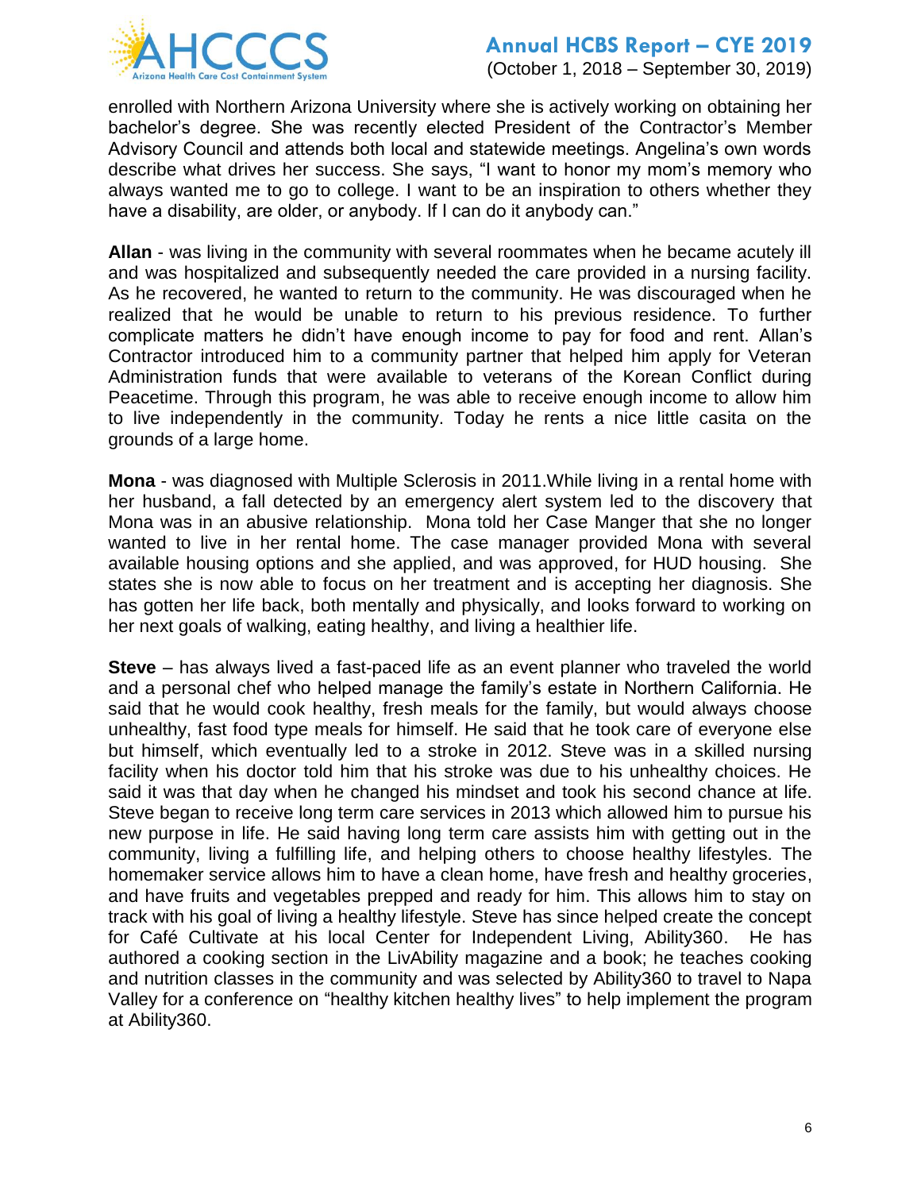enrolled with Northern Arizona University where she is actively working on obtaining her bachelor's degree. She was recently elected President of the Contractor's Member Advisory Council and attends both local and statewide meetings. Angelina's own words describe what drives her success. She says, "I want to honor my mom's memory who always wanted me to go to college. I want to be an inspiration to others whether they have a disability, are older, or anybody. If I can do it anybody can."

**Allan** - was living in the community with several roommates when he became acutely ill and was hospitalized and subsequently needed the care provided in a nursing facility. As he recovered, he wanted to return to the community. He was discouraged when he realized that he would be unable to return to his previous residence. To further complicate matters he didn't have enough income to pay for food and rent. Allan's Contractor introduced him to a community partner that helped him apply for Veteran Administration funds that were available to veterans of the Korean Conflict during Peacetime. Through this program, he was able to receive enough income to allow him to live independently in the community. Today he rents a nice little casita on the grounds of a large home.

**Mona** - was diagnosed with Multiple Sclerosis in 2011.While living in a rental home with her husband, a fall detected by an emergency alert system led to the discovery that Mona was in an abusive relationship. Mona told her Case Manger that she no longer wanted to live in her rental home. The case manager provided Mona with several available housing options and she applied, and was approved, for HUD housing. She states she is now able to focus on her treatment and is accepting her diagnosis. She has gotten her life back, both mentally and physically, and looks forward to working on her next goals of walking, eating healthy, and living a healthier life.

**Steve** – has always lived a fast-paced life as an event planner who traveled the world and a personal chef who helped manage the family's estate in Northern California. He said that he would cook healthy, fresh meals for the family, but would always choose unhealthy, fast food type meals for himself. He said that he took care of everyone else but himself, which eventually led to a stroke in 2012. Steve was in a skilled nursing facility when his doctor told him that his stroke was due to his unhealthy choices. He said it was that day when he changed his mindset and took his second chance at life. Steve began to receive long term care services in 2013 which allowed him to pursue his new purpose in life. He said having long term care assists him with getting out in the community, living a fulfilling life, and helping others to choose healthy lifestyles. The homemaker service allows him to have a clean home, have fresh and healthy groceries, and have fruits and vegetables prepped and ready for him. This allows him to stay on track with his goal of living a healthy lifestyle. Steve has since helped create the concept for Café Cultivate at his local Center for Independent Living, Ability360. He has authored a cooking section in the LivAbility magazine and a book; he teaches cooking and nutrition classes in the community and was selected by Ability360 to travel to Napa Valley for a conference on "healthy kitchen healthy lives" to help implement the program at Ability360.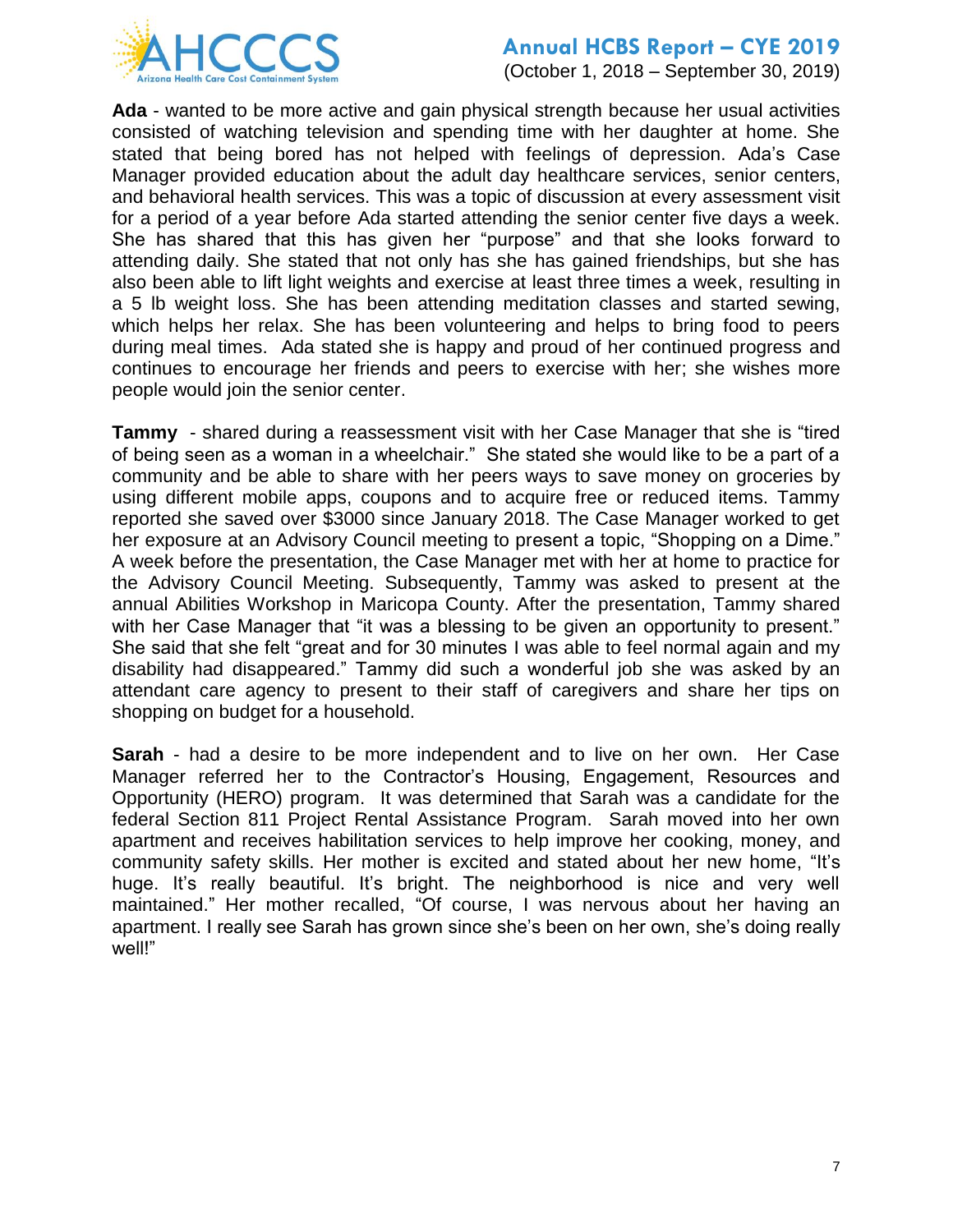**Ada** - wanted to be more active and gain physical strength because her usual activities consisted of watching television and spending time with her daughter at home. She stated that being bored has not helped with feelings of depression. Ada's Case Manager provided education about the adult day healthcare services, senior centers, and behavioral health services. This was a topic of discussion at every assessment visit for a period of a year before Ada started attending the senior center five days a week. She has shared that this has given her "purpose" and that she looks forward to attending daily. She stated that not only has she has gained friendships, but she has also been able to lift light weights and exercise at least three times a week, resulting in a 5 lb weight loss. She has been attending meditation classes and started sewing, which helps her relax. She has been volunteering and helps to bring food to peers during meal times. Ada stated she is happy and proud of her continued progress and continues to encourage her friends and peers to exercise with her; she wishes more people would join the senior center.

**Tammy** - shared during a reassessment visit with her Case Manager that she is "tired of being seen as a woman in a wheelchair." She stated she would like to be a part of a community and be able to share with her peers ways to save money on groceries by using different mobile apps, coupons and to acquire free or reduced items. Tammy reported she saved over $3000 since January 2018. The Case Manager worked to get her exposure at an Advisory Council meeting to present a topic, "Shopping on a Dime." A week before the presentation, the Case Manager met with her at home to practice for the Advisory Council Meeting. Subsequently, Tammy was asked to present at the annual Abilities Workshop in Maricopa County. After the presentation, Tammy shared with her Case Manager that "it was a blessing to be given an opportunity to present." She said that she felt "great and for 30 minutes I was able to feel normal again and my disability had disappeared." Tammy did such a wonderful job she was asked by an attendant care agency to present to their staff of caregivers and share her tips on shopping on budget for a household.

**Sarah** - had a desire to be more independent and to live on her own. Her Case Manager referred her to the Contractor's Housing, Engagement, Resources and Opportunity (HERO) program. It was determined that Sarah was a candidate for the federal Section 811 Project Rental Assistance Program. Sarah moved into her own apartment and receives habilitation services to help improve her cooking, money, and community safety skills. Her mother is excited and stated about her new home, "It's huge. It's really beautiful. It's bright. The neighborhood is nice and very well maintained." Her mother recalled, "Of course, I was nervous about her having an apartment. I really see Sarah has grown since she's been on her own, she's doing really well!"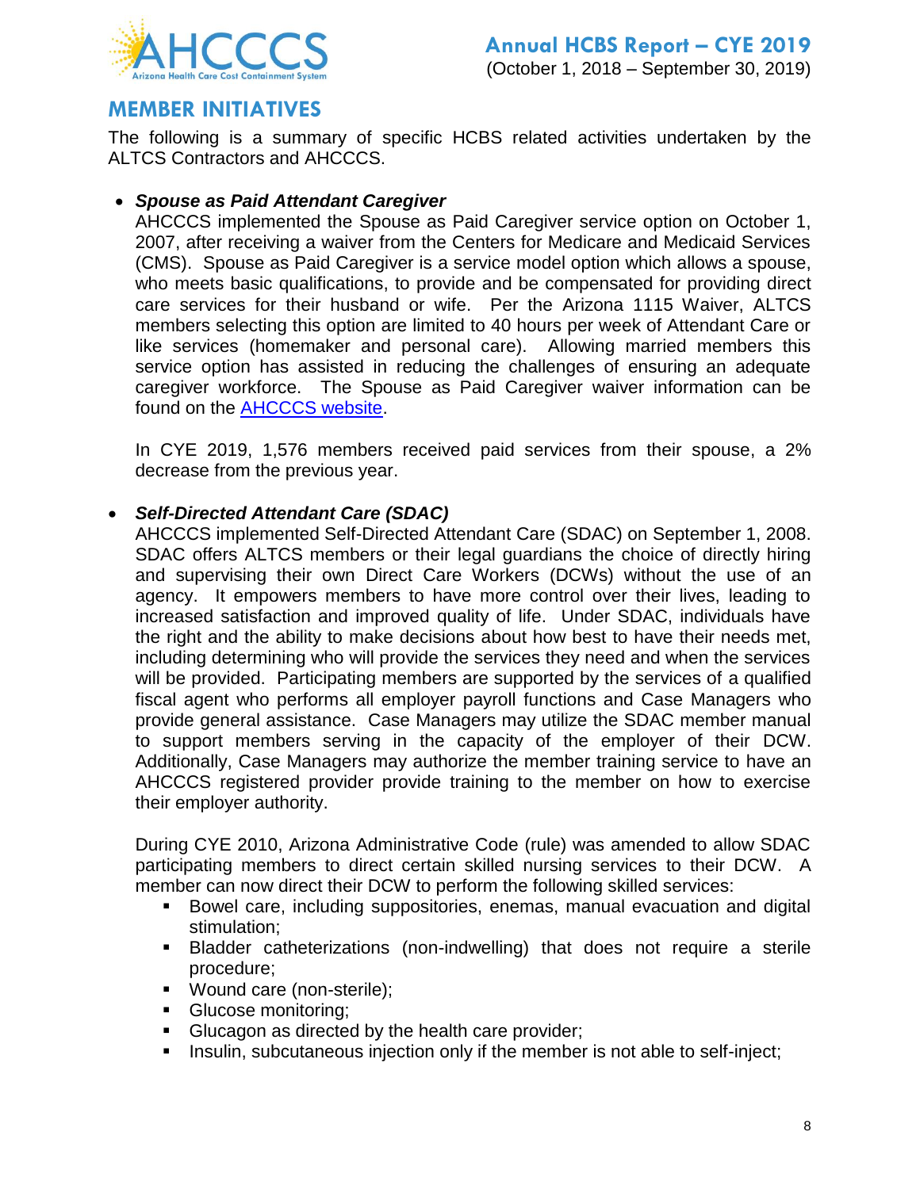## MEMBER INITIATIVES

The following is a summary of specific HCBS related activities undertaken by the ALTCS Contractors and AHCCCS.

- ***Spouse as Paid Attendant Caregiver***

  AHCCCS implemented the Spouse as Paid Caregiver service option on October 1, 2007, after receiving a waiver from the Centers for Medicare and Medicaid Services (CMS). Spouse as Paid Caregiver is a service model option which allows a spouse, who meets basic qualifications, to provide and be compensated for providing direct care services for their husband or wife. Per the Arizona 1115 Waiver, ALTCS members selecting this option are limited to 40 hours per week of Attendant Care or like services (homemaker and personal care). Allowing married members this service option has assisted in reducing the challenges of ensuring an adequate caregiver workforce. The Spouse as Paid Caregiver waiver information can be found on the AHCCCS website.

  In CYE 2019, 1,576 members received paid services from their spouse, a 2% decrease from the previous year.

- ***Self-Directed Attendant Care (SDAC)***

  AHCCCS implemented Self-Directed Attendant Care (SDAC) on September 1, 2008. SDAC offers ALTCS members or their legal guardians the choice of directly hiring and supervising their own Direct Care Workers (DCWs) without the use of an agency. It empowers members to have more control over their lives, leading to increased satisfaction and improved quality of life. Under SDAC, individuals have the right and the ability to make decisions about how best to have their needs met, including determining who will provide the services they need and when the services will be provided. Participating members are supported by the services of a qualified fiscal agent who performs all employer payroll functions and Case Managers who provide general assistance. Case Managers may utilize the SDAC member manual to support members serving in the capacity of the employer of their DCW. Additionally, Case Managers may authorize the member training service to have an AHCCCS registered provider provide training to the member on how to exercise their employer authority.

  During CYE 2010, Arizona Administrative Code (rule) was amended to allow SDAC participating members to direct certain skilled nursing services to their DCW. A member can now direct their DCW to perform the following skilled services:

  - Bowel care, including suppositories, enemas, manual evacuation and digital stimulation;
  - Bladder catheterizations (non-indwelling) that does not require a sterile procedure;
  - Wound care (non-sterile);
  - Glucose monitoring;
  - Glucagon as directed by the health care provider;
  - Insulin, subcutaneous injection only if the member is not able to self-inject;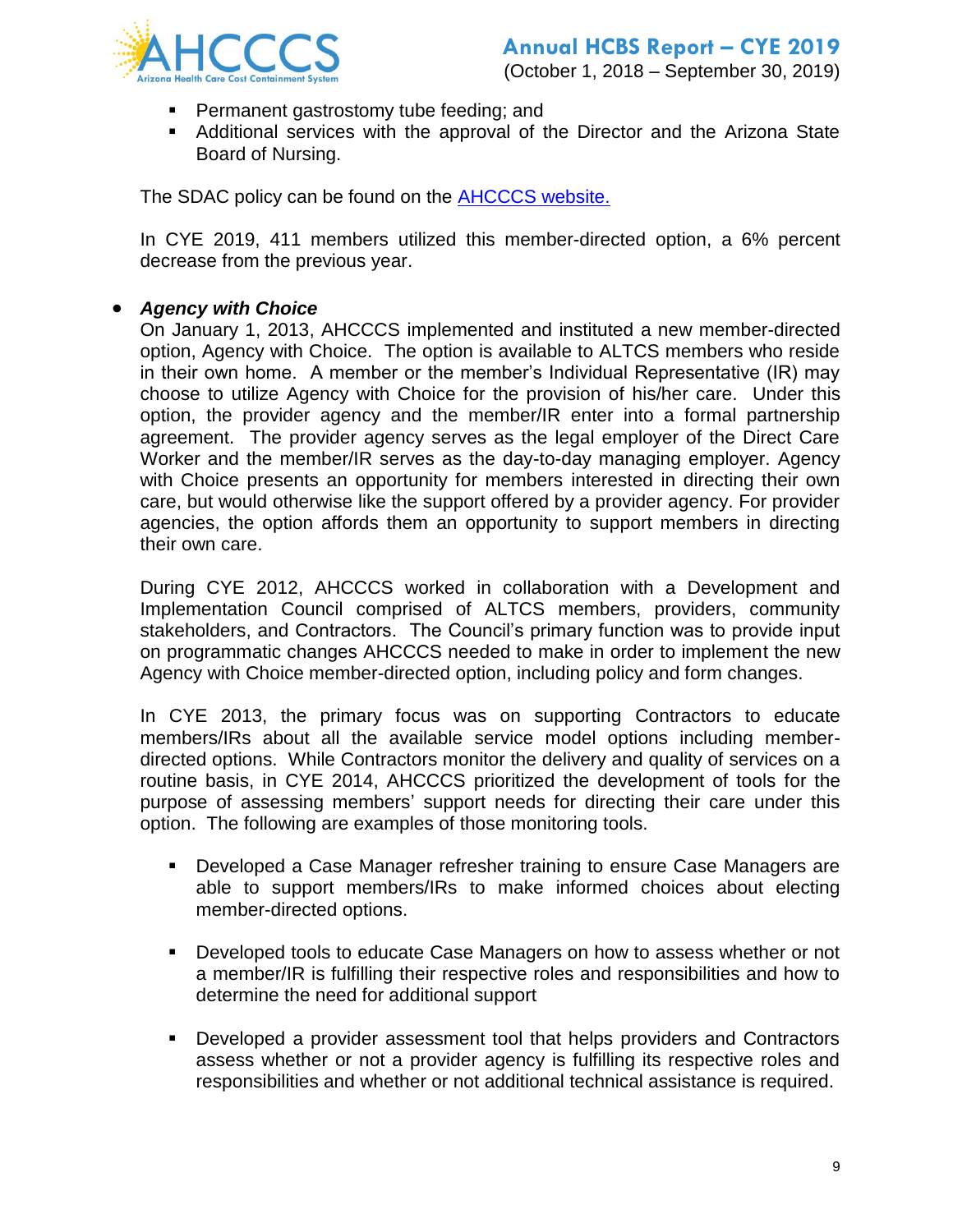- Permanent gastrostomy tube feeding; and
- Additional services with the approval of the Director and the Arizona State Board of Nursing.

The SDAC policy can be found on the [AHCCCS website.](#)

In CYE 2019, 411 members utilized this member-directed option, a 6% percent decrease from the previous year.

- ***Agency with Choice***

  On January 1, 2013, AHCCCS implemented and instituted a new member-directed option, Agency with Choice. The option is available to ALTCS members who reside in their own home. A member or the member's Individual Representative (IR) may choose to utilize Agency with Choice for the provision of his/her care. Under this option, the provider agency and the member/IR enter into a formal partnership agreement. The provider agency serves as the legal employer of the Direct Care Worker and the member/IR serves as the day-to-day managing employer. Agency with Choice presents an opportunity for members interested in directing their own care, but would otherwise like the support offered by a provider agency. For provider agencies, the option affords them an opportunity to support members in directing their own care.

  During CYE 2012, AHCCCS worked in collaboration with a Development and Implementation Council comprised of ALTCS members, providers, community stakeholders, and Contractors. The Council's primary function was to provide input on programmatic changes AHCCCS needed to make in order to implement the new Agency with Choice member-directed option, including policy and form changes.

  In CYE 2013, the primary focus was on supporting Contractors to educate members/IRs about all the available service model options including member-directed options. While Contractors monitor the delivery and quality of services on a routine basis, in CYE 2014, AHCCCS prioritized the development of tools for the purpose of assessing members' support needs for directing their care under this option. The following are examples of those monitoring tools.

  - Developed a Case Manager refresher training to ensure Case Managers are able to support members/IRs to make informed choices about electing member-directed options.

  - Developed tools to educate Case Managers on how to assess whether or not a member/IR is fulfilling their respective roles and responsibilities and how to determine the need for additional support

  - Developed a provider assessment tool that helps providers and Contractors assess whether or not a provider agency is fulfilling its respective roles and responsibilities and whether or not additional technical assistance is required.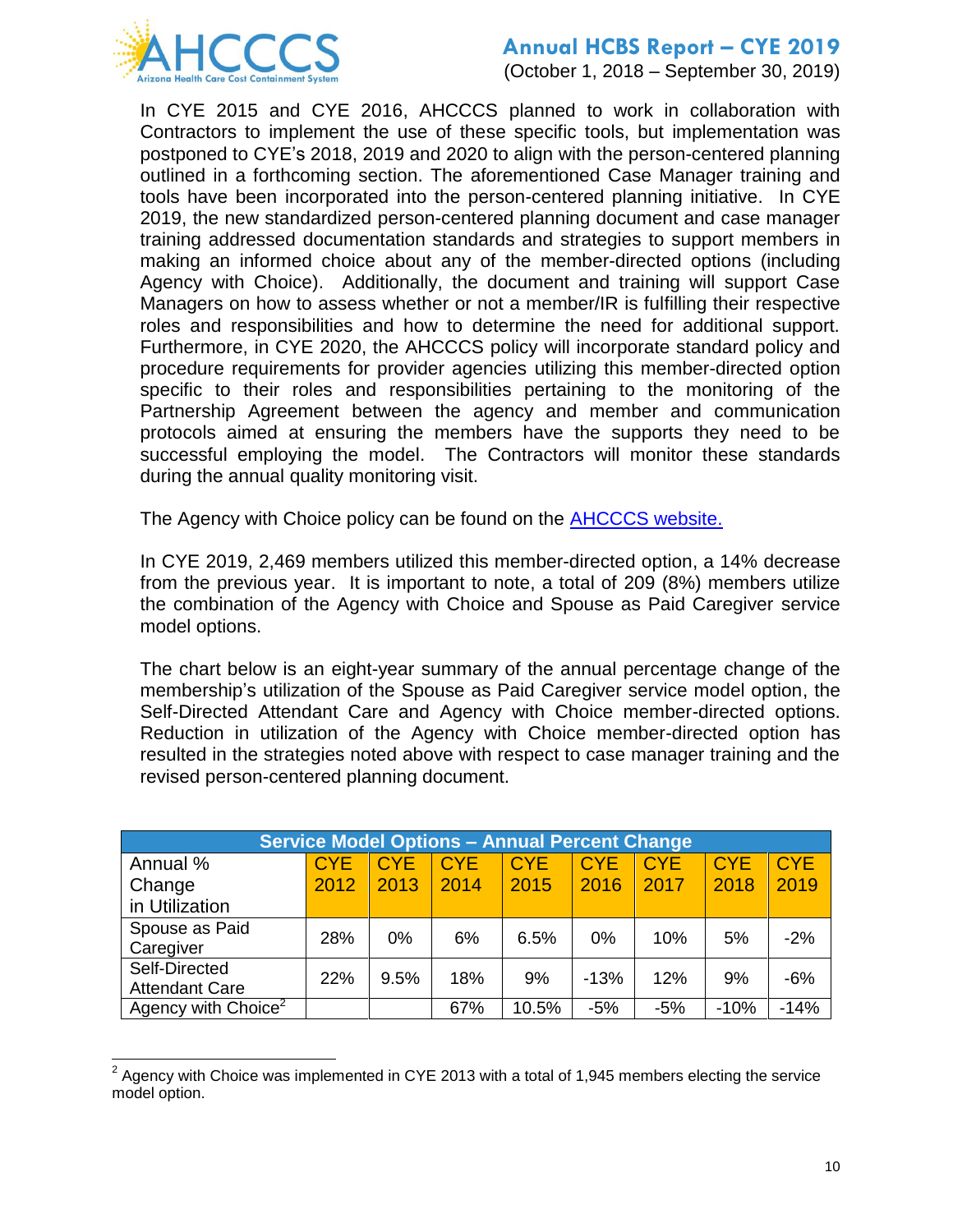In CYE 2015 and CYE 2016, AHCCCS planned to work in collaboration with Contractors to implement the use of these specific tools, but implementation was postponed to CYE's 2018, 2019 and 2020 to align with the person-centered planning outlined in a forthcoming section. The aforementioned Case Manager training and tools have been incorporated into the person-centered planning initiative. In CYE 2019, the new standardized person-centered planning document and case manager training addressed documentation standards and strategies to support members in making an informed choice about any of the member-directed options (including Agency with Choice). Additionally, the document and training will support Case Managers on how to assess whether or not a member/IR is fulfilling their respective roles and responsibilities and how to determine the need for additional support. Furthermore, in CYE 2020, the AHCCCS policy will incorporate standard policy and procedure requirements for provider agencies utilizing this member-directed option specific to their roles and responsibilities pertaining to the monitoring of the Partnership Agreement between the agency and member and communication protocols aimed at ensuring the members have the supports they need to be successful employing the model. The Contractors will monitor these standards during the annual quality monitoring visit.

The Agency with Choice policy can be found on the [AHCCCS website.](AHCCCS website.)

In CYE 2019, 2,469 members utilized this member-directed option, a 14% decrease from the previous year. It is important to note, a total of 209 (8%) members utilize the combination of the Agency with Choice and Spouse as Paid Caregiver service model options.

The chart below is an eight-year summary of the annual percentage change of the membership's utilization of the Spouse as Paid Caregiver service model option, the Self-Directed Attendant Care and Agency with Choice member-directed options. Reduction in utilization of the Agency with Choice member-directed option has resulted in the strategies noted above with respect to case manager training and the revised person-centered planning document.

| Service Model Options – Annual Percent Change | | | | | | | | |
|---|---|---|---|---|---|---|---|---|
| Annual % Change in Utilization | CYE 2012 | CYE 2013 | CYE 2014 | CYE 2015 | CYE 2016 | CYE 2017 | CYE 2018 | CYE 2019 |
| Spouse as Paid Caregiver | 28% | 0% | 6% | 6.5% | 0% | 10% | 5% | -2% |
| Self-Directed Attendant Care | 22% | 9.5% | 18% | 9% | -13% | 12% | 9% | -6% |
| Agency with Choice[2] | | | 67% | 10.5% | -5% | -5% | -10% | -14% |

[2] Agency with Choice was implemented in CYE 2013 with a total of 1,945 members electing the service model option.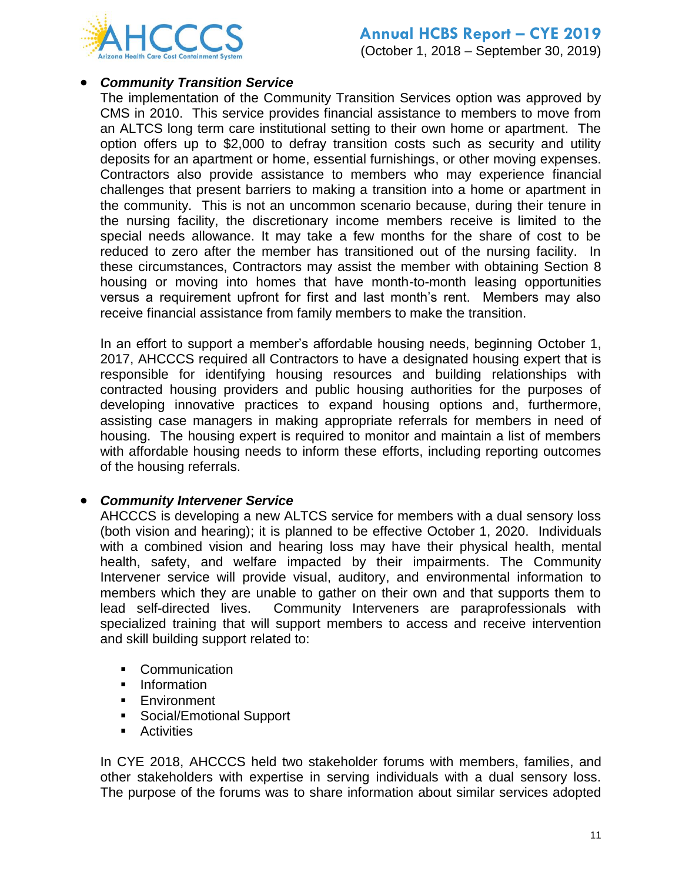- ***Community Transition Service***

  The implementation of the Community Transition Services option was approved by CMS in 2010. This service provides financial assistance to members to move from an ALTCS long term care institutional setting to their own home or apartment. The option offers up to $2,000 to defray transition costs such as security and utility deposits for an apartment or home, essential furnishings, or other moving expenses. Contractors also provide assistance to members who may experience financial challenges that present barriers to making a transition into a home or apartment in the community. This is not an uncommon scenario because, during their tenure in the nursing facility, the discretionary income members receive is limited to the special needs allowance. It may take a few months for the share of cost to be reduced to zero after the member has transitioned out of the nursing facility. In these circumstances, Contractors may assist the member with obtaining Section 8 housing or moving into homes that have month-to-month leasing opportunities versus a requirement upfront for first and last month's rent. Members may also receive financial assistance from family members to make the transition.

  In an effort to support a member's affordable housing needs, beginning October 1, 2017, AHCCCS required all Contractors to have a designated housing expert that is responsible for identifying housing resources and building relationships with contracted housing providers and public housing authorities for the purposes of developing innovative practices to expand housing options and, furthermore, assisting case managers in making appropriate referrals for members in need of housing. The housing expert is required to monitor and maintain a list of members with affordable housing needs to inform these efforts, including reporting outcomes of the housing referrals.

- ***Community Intervener Service***

  AHCCCS is developing a new ALTCS service for members with a dual sensory loss (both vision and hearing); it is planned to be effective October 1, 2020. Individuals with a combined vision and hearing loss may have their physical health, mental health, safety, and welfare impacted by their impairments. The Community Intervener service will provide visual, auditory, and environmental information to members which they are unable to gather on their own and that supports them to lead self-directed lives. Community Interveners are paraprofessionals with specialized training that will support members to access and receive intervention and skill building support related to:

  - Communication
  - Information
  - Environment
  - Social/Emotional Support
  - Activities

  In CYE 2018, AHCCCS held two stakeholder forums with members, families, and other stakeholders with expertise in serving individuals with a dual sensory loss. The purpose of the forums was to share information about similar services adopted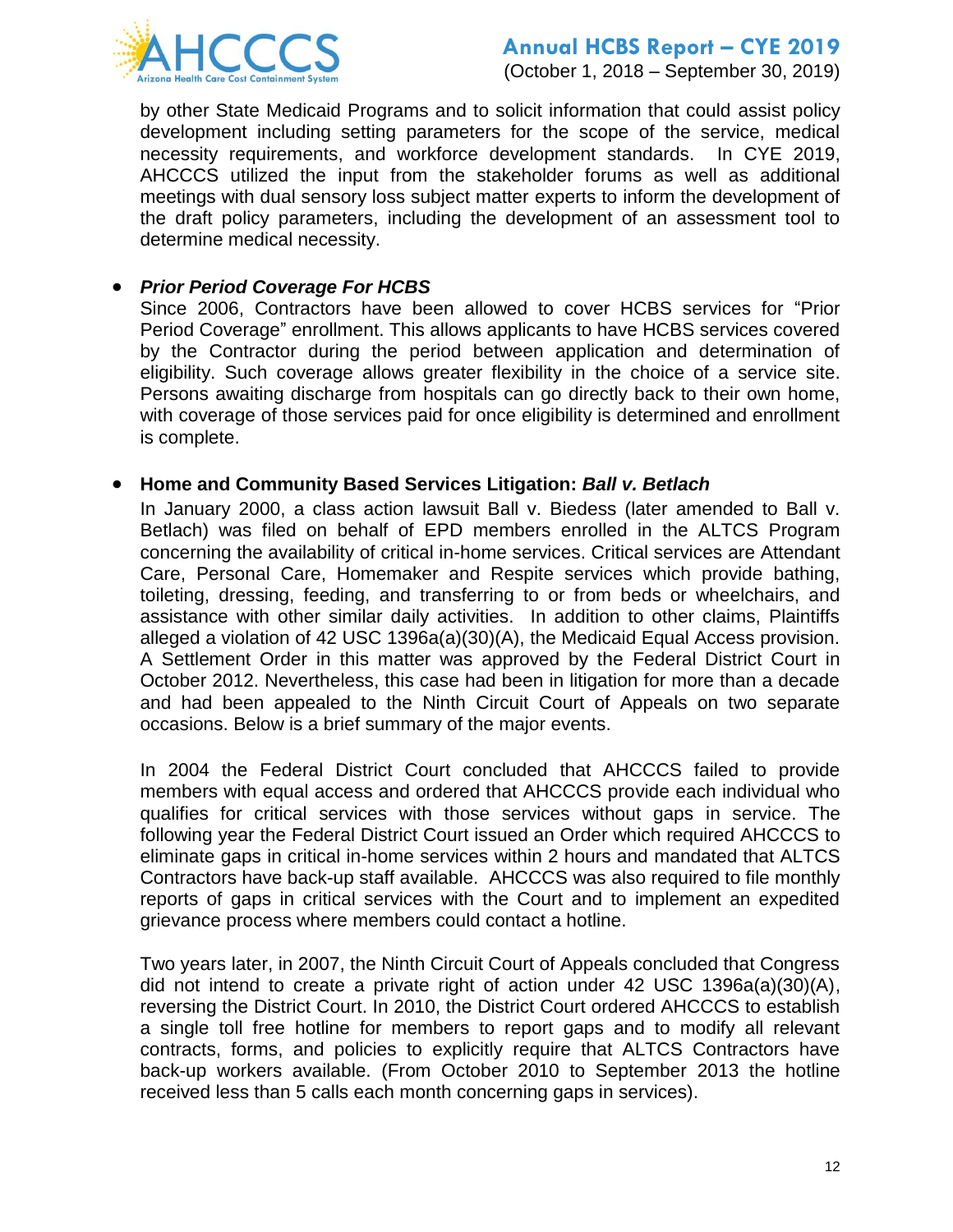by other State Medicaid Programs and to solicit information that could assist policy development including setting parameters for the scope of the service, medical necessity requirements, and workforce development standards. In CYE 2019, AHCCCS utilized the input from the stakeholder forums as well as additional meetings with dual sensory loss subject matter experts to inform the development of the draft policy parameters, including the development of an assessment tool to determine medical necessity.

- ***Prior Period Coverage For HCBS***

  Since 2006, Contractors have been allowed to cover HCBS services for "Prior Period Coverage" enrollment. This allows applicants to have HCBS services covered by the Contractor during the period between application and determination of eligibility. Such coverage allows greater flexibility in the choice of a service site. Persons awaiting discharge from hospitals can go directly back to their own home, with coverage of those services paid for once eligibility is determined and enrollment is complete.

- **Home and Community Based Services Litigation: *Ball v. Betlach***

  In January 2000, a class action lawsuit Ball v. Biedess (later amended to Ball v. Betlach) was filed on behalf of EPD members enrolled in the ALTCS Program concerning the availability of critical in-home services. Critical services are Attendant Care, Personal Care, Homemaker and Respite services which provide bathing, toileting, dressing, feeding, and transferring to or from beds or wheelchairs, and assistance with other similar daily activities. In addition to other claims, Plaintiffs alleged a violation of 42 USC 1396a(a)(30)(A), the Medicaid Equal Access provision. A Settlement Order in this matter was approved by the Federal District Court in October 2012. Nevertheless, this case had been in litigation for more than a decade and had been appealed to the Ninth Circuit Court of Appeals on two separate occasions. Below is a brief summary of the major events.

  In 2004 the Federal District Court concluded that AHCCCS failed to provide members with equal access and ordered that AHCCCS provide each individual who qualifies for critical services with those services without gaps in service. The following year the Federal District Court issued an Order which required AHCCCS to eliminate gaps in critical in-home services within 2 hours and mandated that ALTCS Contractors have back-up staff available. AHCCCS was also required to file monthly reports of gaps in critical services with the Court and to implement an expedited grievance process where members could contact a hotline.

  Two years later, in 2007, the Ninth Circuit Court of Appeals concluded that Congress did not intend to create a private right of action under 42 USC 1396a(a)(30)(A), reversing the District Court. In 2010, the District Court ordered AHCCCS to establish a single toll free hotline for members to report gaps and to modify all relevant contracts, forms, and policies to explicitly require that ALTCS Contractors have back-up workers available. (From October 2010 to September 2013 the hotline received less than 5 calls each month concerning gaps in services).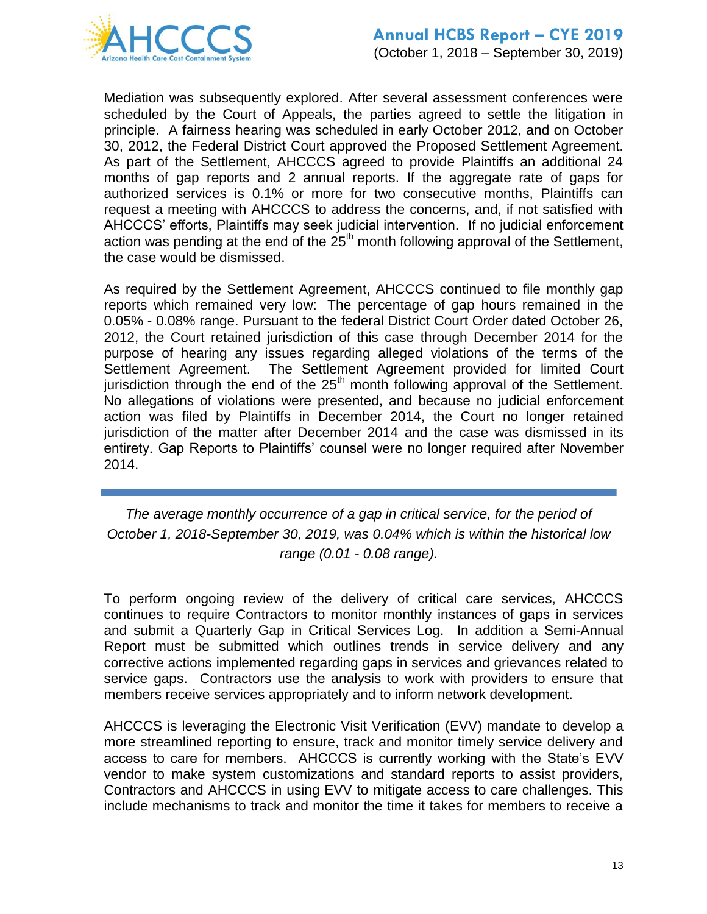Mediation was subsequently explored. After several assessment conferences were scheduled by the Court of Appeals, the parties agreed to settle the litigation in principle. A fairness hearing was scheduled in early October 2012, and on October 30, 2012, the Federal District Court approved the Proposed Settlement Agreement. As part of the Settlement, AHCCCS agreed to provide Plaintiffs an additional 24 months of gap reports and 2 annual reports. If the aggregate rate of gaps for authorized services is 0.1% or more for two consecutive months, Plaintiffs can request a meeting with AHCCCS to address the concerns, and, if not satisfied with AHCCCS' efforts, Plaintiffs may seek judicial intervention. If no judicial enforcement action was pending at the end of the 25th month following approval of the Settlement, the case would be dismissed.

As required by the Settlement Agreement, AHCCCS continued to file monthly gap reports which remained very low: The percentage of gap hours remained in the 0.05% - 0.08% range. Pursuant to the federal District Court Order dated October 26, 2012, the Court retained jurisdiction of this case through December 2014 for the purpose of hearing any issues regarding alleged violations of the terms of the Settlement Agreement. The Settlement Agreement provided for limited Court jurisdiction through the end of the 25th month following approval of the Settlement. No allegations of violations were presented, and because no judicial enforcement action was filed by Plaintiffs in December 2014, the Court no longer retained jurisdiction of the matter after December 2014 and the case was dismissed in its entirety. Gap Reports to Plaintiffs' counsel were no longer required after November 2014.

---

*The average monthly occurrence of a gap in critical service, for the period of October 1, 2018-September 30, 2019, was 0.04% which is within the historical low range (0.01 - 0.08 range).*

To perform ongoing review of the delivery of critical care services, AHCCCS continues to require Contractors to monitor monthly instances of gaps in services and submit a Quarterly Gap in Critical Services Log. In addition a Semi-Annual Report must be submitted which outlines trends in service delivery and any corrective actions implemented regarding gaps in services and grievances related to service gaps. Contractors use the analysis to work with providers to ensure that members receive services appropriately and to inform network development.

AHCCCS is leveraging the Electronic Visit Verification (EVV) mandate to develop a more streamlined reporting to ensure, track and monitor timely service delivery and access to care for members. AHCCCS is currently working with the State's EVV vendor to make system customizations and standard reports to assist providers, Contractors and AHCCCS in using EVV to mitigate access to care challenges. This include mechanisms to track and monitor the time it takes for members to receive a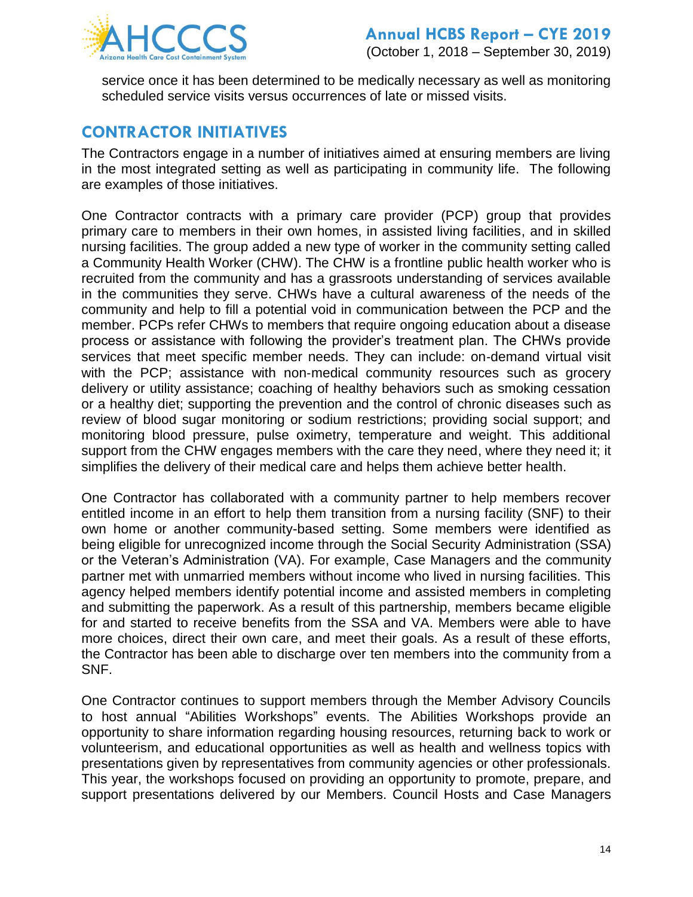service once it has been determined to be medically necessary as well as monitoring scheduled service visits versus occurrences of late or missed visits.

## CONTRACTOR INITIATIVES

The Contractors engage in a number of initiatives aimed at ensuring members are living in the most integrated setting as well as participating in community life. The following are examples of those initiatives.

One Contractor contracts with a primary care provider (PCP) group that provides primary care to members in their own homes, in assisted living facilities, and in skilled nursing facilities. The group added a new type of worker in the community setting called a Community Health Worker (CHW). The CHW is a frontline public health worker who is recruited from the community and has a grassroots understanding of services available in the communities they serve. CHWs have a cultural awareness of the needs of the community and help to fill a potential void in communication between the PCP and the member. PCPs refer CHWs to members that require ongoing education about a disease process or assistance with following the provider's treatment plan. The CHWs provide services that meet specific member needs. They can include: on-demand virtual visit with the PCP; assistance with non-medical community resources such as grocery delivery or utility assistance; coaching of healthy behaviors such as smoking cessation or a healthy diet; supporting the prevention and the control of chronic diseases such as review of blood sugar monitoring or sodium restrictions; providing social support; and monitoring blood pressure, pulse oximetry, temperature and weight. This additional support from the CHW engages members with the care they need, where they need it; it simplifies the delivery of their medical care and helps them achieve better health.

One Contractor has collaborated with a community partner to help members recover entitled income in an effort to help them transition from a nursing facility (SNF) to their own home or another community-based setting. Some members were identified as being eligible for unrecognized income through the Social Security Administration (SSA) or the Veteran's Administration (VA). For example, Case Managers and the community partner met with unmarried members without income who lived in nursing facilities. This agency helped members identify potential income and assisted members in completing and submitting the paperwork. As a result of this partnership, members became eligible for and started to receive benefits from the SSA and VA. Members were able to have more choices, direct their own care, and meet their goals. As a result of these efforts, the Contractor has been able to discharge over ten members into the community from a SNF.

One Contractor continues to support members through the Member Advisory Councils to host annual "Abilities Workshops" events. The Abilities Workshops provide an opportunity to share information regarding housing resources, returning back to work or volunteerism, and educational opportunities as well as health and wellness topics with presentations given by representatives from community agencies or other professionals. This year, the workshops focused on providing an opportunity to promote, prepare, and support presentations delivered by our Members. Council Hosts and Case Managers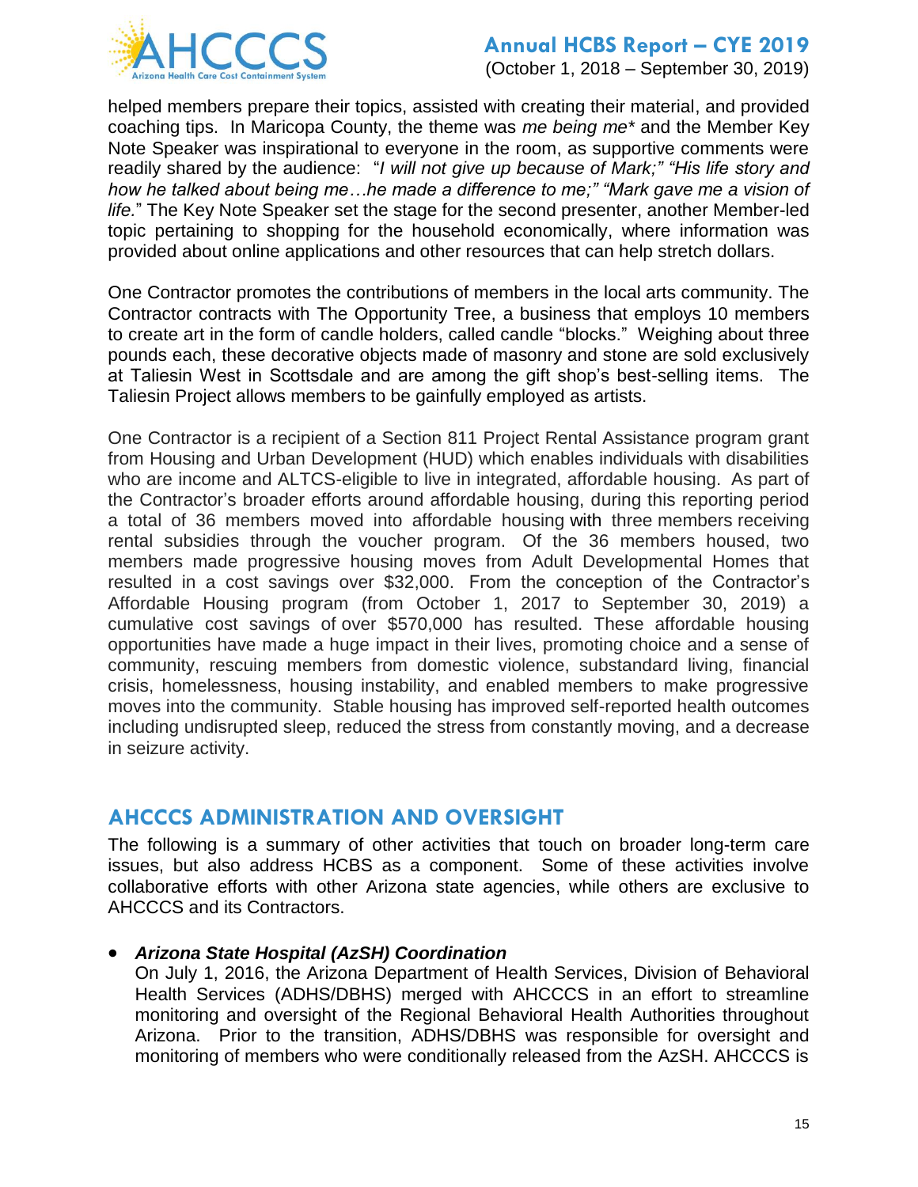helped members prepare their topics, assisted with creating their material, and provided coaching tips. In Maricopa County, the theme was *me being me** and the Member Key Note Speaker was inspirational to everyone in the room, as supportive comments were readily shared by the audience: "*I will not give up because of Mark;" "His life story and how he talked about being me…he made a difference to me;" "Mark gave me a vision of life.*" The Key Note Speaker set the stage for the second presenter, another Member-led topic pertaining to shopping for the household economically, where information was provided about online applications and other resources that can help stretch dollars.

One Contractor promotes the contributions of members in the local arts community. The Contractor contracts with The Opportunity Tree, a business that employs 10 members to create art in the form of candle holders, called candle "blocks." Weighing about three pounds each, these decorative objects made of masonry and stone are sold exclusively at Taliesin West in Scottsdale and are among the gift shop's best-selling items. The Taliesin Project allows members to be gainfully employed as artists.

One Contractor is a recipient of a Section 811 Project Rental Assistance program grant from Housing and Urban Development (HUD) which enables individuals with disabilities who are income and ALTCS-eligible to live in integrated, affordable housing. As part of the Contractor's broader efforts around affordable housing, during this reporting period a total of 36 members moved into affordable housing with three members receiving rental subsidies through the voucher program. Of the 36 members housed, two members made progressive housing moves from Adult Developmental Homes that resulted in a cost savings over $32,000. From the conception of the Contractor's Affordable Housing program (from October 1, 2017 to September 30, 2019) a cumulative cost savings of over $570,000 has resulted. These affordable housing opportunities have made a huge impact in their lives, promoting choice and a sense of community, rescuing members from domestic violence, substandard living, financial crisis, homelessness, housing instability, and enabled members to make progressive moves into the community. Stable housing has improved self-reported health outcomes including undisrupted sleep, reduced the stress from constantly moving, and a decrease in seizure activity.

## AHCCCS ADMINISTRATION AND OVERSIGHT

The following is a summary of other activities that touch on broader long-term care issues, but also address HCBS as a component. Some of these activities involve collaborative efforts with other Arizona state agencies, while others are exclusive to AHCCCS and its Contractors.

- ***Arizona State Hospital (AzSH) Coordination***
  On July 1, 2016, the Arizona Department of Health Services, Division of Behavioral Health Services (ADHS/DBHS) merged with AHCCCS in an effort to streamline monitoring and oversight of the Regional Behavioral Health Authorities throughout Arizona. Prior to the transition, ADHS/DBHS was responsible for oversight and monitoring of members who were conditionally released from the AzSH. AHCCCS is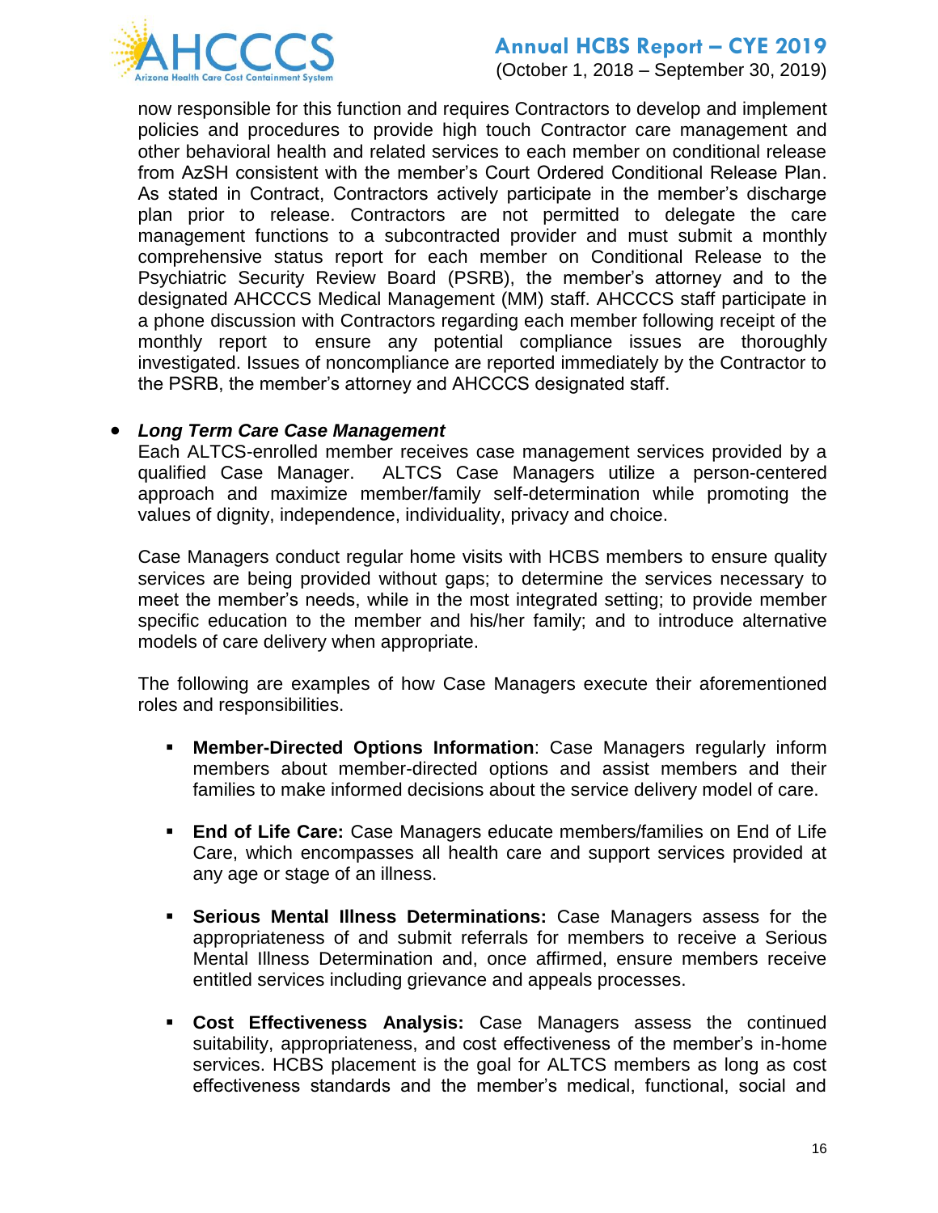now responsible for this function and requires Contractors to develop and implement policies and procedures to provide high touch Contractor care management and other behavioral health and related services to each member on conditional release from AzSH consistent with the member's Court Ordered Conditional Release Plan. As stated in Contract, Contractors actively participate in the member's discharge plan prior to release. Contractors are not permitted to delegate the care management functions to a subcontracted provider and must submit a monthly comprehensive status report for each member on Conditional Release to the Psychiatric Security Review Board (PSRB), the member's attorney and to the designated AHCCCS Medical Management (MM) staff. AHCCCS staff participate in a phone discussion with Contractors regarding each member following receipt of the monthly report to ensure any potential compliance issues are thoroughly investigated. Issues of noncompliance are reported immediately by the Contractor to the PSRB, the member's attorney and AHCCCS designated staff.

- ***Long Term Care Case Management***

  Each ALTCS-enrolled member receives case management services provided by a qualified Case Manager. ALTCS Case Managers utilize a person-centered approach and maximize member/family self-determination while promoting the values of dignity, independence, individuality, privacy and choice.

  Case Managers conduct regular home visits with HCBS members to ensure quality services are being provided without gaps; to determine the services necessary to meet the member's needs, while in the most integrated setting; to provide member specific education to the member and his/her family; and to introduce alternative models of care delivery when appropriate.

  The following are examples of how Case Managers execute their aforementioned roles and responsibilities.

  - **Member-Directed Options Information**: Case Managers regularly inform members about member-directed options and assist members and their families to make informed decisions about the service delivery model of care.

  - **End of Life Care:** Case Managers educate members/families on End of Life Care, which encompasses all health care and support services provided at any age or stage of an illness.

  - **Serious Mental Illness Determinations:** Case Managers assess for the appropriateness of and submit referrals for members to receive a Serious Mental Illness Determination and, once affirmed, ensure members receive entitled services including grievance and appeals processes.

  - **Cost Effectiveness Analysis:** Case Managers assess the continued suitability, appropriateness, and cost effectiveness of the member's in-home services. HCBS placement is the goal for ALTCS members as long as cost effectiveness standards and the member's medical, functional, social and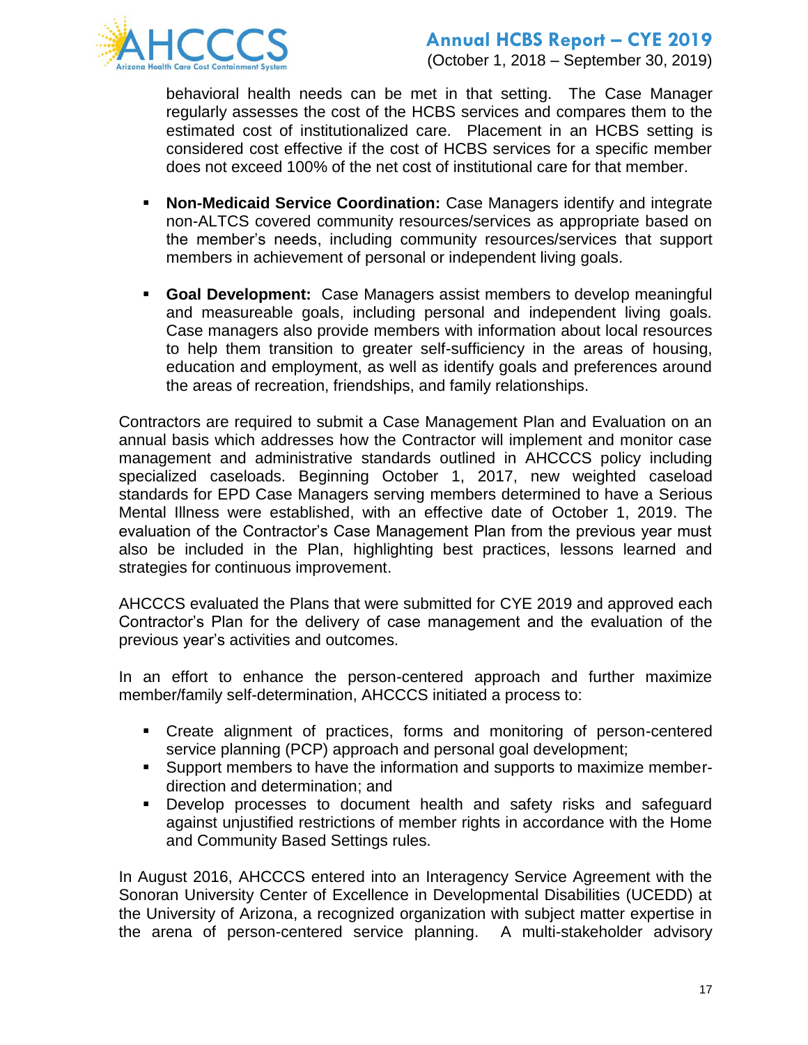behavioral health needs can be met in that setting. The Case Manager regularly assesses the cost of the HCBS services and compares them to the estimated cost of institutionalized care. Placement in an HCBS setting is considered cost effective if the cost of HCBS services for a specific member does not exceed 100% of the net cost of institutional care for that member.

- **Non-Medicaid Service Coordination:** Case Managers identify and integrate non-ALTCS covered community resources/services as appropriate based on the member's needs, including community resources/services that support members in achievement of personal or independent living goals.

- **Goal Development:** Case Managers assist members to develop meaningful and measureable goals, including personal and independent living goals. Case managers also provide members with information about local resources to help them transition to greater self-sufficiency in the areas of housing, education and employment, as well as identify goals and preferences around the areas of recreation, friendships, and family relationships.

Contractors are required to submit a Case Management Plan and Evaluation on an annual basis which addresses how the Contractor will implement and monitor case management and administrative standards outlined in AHCCCS policy including specialized caseloads. Beginning October 1, 2017, new weighted caseload standards for EPD Case Managers serving members determined to have a Serious Mental Illness were established, with an effective date of October 1, 2019. The evaluation of the Contractor's Case Management Plan from the previous year must also be included in the Plan, highlighting best practices, lessons learned and strategies for continuous improvement.

AHCCCS evaluated the Plans that were submitted for CYE 2019 and approved each Contractor's Plan for the delivery of case management and the evaluation of the previous year's activities and outcomes.

In an effort to enhance the person-centered approach and further maximize member/family self-determination, AHCCCS initiated a process to:

- Create alignment of practices, forms and monitoring of person-centered service planning (PCP) approach and personal goal development;
- Support members to have the information and supports to maximize member-direction and determination; and
- Develop processes to document health and safety risks and safeguard against unjustified restrictions of member rights in accordance with the Home and Community Based Settings rules.

In August 2016, AHCCCS entered into an Interagency Service Agreement with the Sonoran University Center of Excellence in Developmental Disabilities (UCEDD) at the University of Arizona, a recognized organization with subject matter expertise in the arena of person-centered service planning. A multi-stakeholder advisory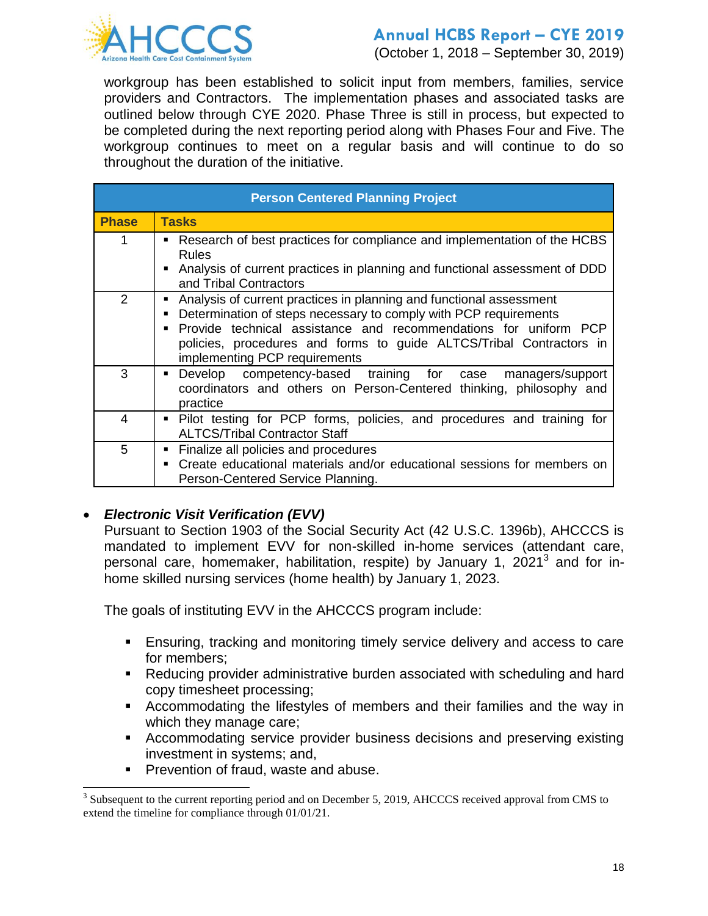workgroup has been established to solicit input from members, families, service providers and Contractors. The implementation phases and associated tasks are outlined below through CYE 2020. Phase Three is still in process, but expected to be completed during the next reporting period along with Phases Four and Five. The workgroup continues to meet on a regular basis and will continue to do so throughout the duration of the initiative.

| Person Centered Planning Project | |
|---|---|
| **Phase** | **Tasks** |
| 1 | ▪ Research of best practices for compliance and implementation of the HCBS Rules<br>▪ Analysis of current practices in planning and functional assessment of DDD and Tribal Contractors |
| 2 | ▪ Analysis of current practices in planning and functional assessment<br>▪ Determination of steps necessary to comply with PCP requirements<br>▪ Provide technical assistance and recommendations for uniform PCP policies, procedures and forms to guide ALTCS/Tribal Contractors in implementing PCP requirements |
| 3 | ▪ Develop competency-based training for case managers/support coordinators and others on Person-Centered thinking, philosophy and practice |
| 4 | ▪ Pilot testing for PCP forms, policies, and procedures and training for ALTCS/Tribal Contractor Staff |
| 5 | ▪ Finalize all policies and procedures<br>▪ Create educational materials and/or educational sessions for members on Person-Centered Service Planning. |

- ***Electronic Visit Verification (EVV)***

  Pursuant to Section 1903 of the Social Security Act (42 U.S.C. 1396b), AHCCCS is mandated to implement EVV for non-skilled in-home services (attendant care, personal care, homemaker, habilitation, respite) by January 1, 2021[3] and for in-home skilled nursing services (home health) by January 1, 2023.

  The goals of instituting EVV in the AHCCCS program include:

  - Ensuring, tracking and monitoring timely service delivery and access to care for members;
  - Reducing provider administrative burden associated with scheduling and hard copy timesheet processing;
  - Accommodating the lifestyles of members and their families and the way in which they manage care;
  - Accommodating service provider business decisions and preserving existing investment in systems; and,
  - Prevention of fraud, waste and abuse.

[3] Subsequent to the current reporting period and on December 5, 2019, AHCCCS received approval from CMS to extend the timeline for compliance through 01/01/21.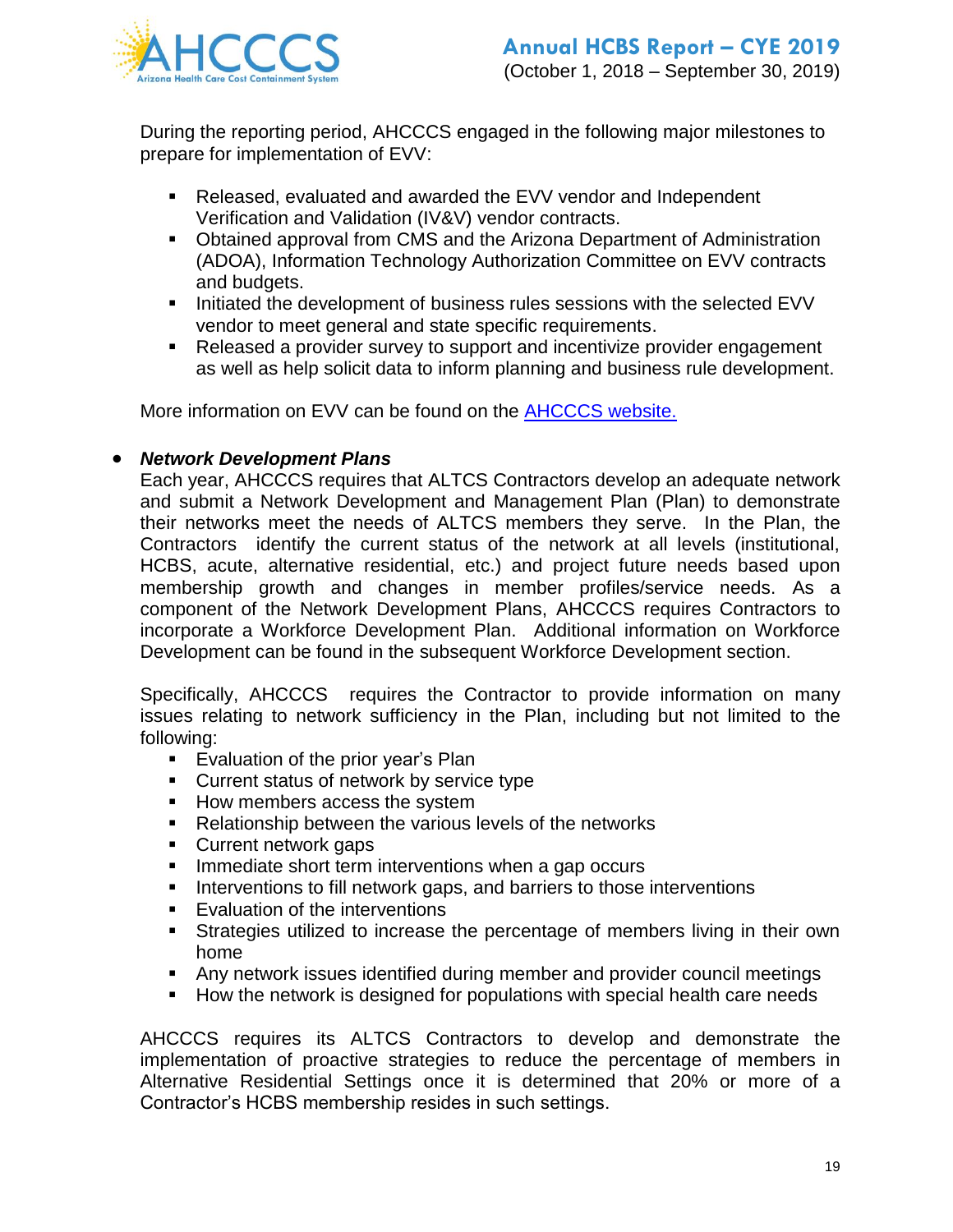During the reporting period, AHCCCS engaged in the following major milestones to prepare for implementation of EVV:

- Released, evaluated and awarded the EVV vendor and Independent Verification and Validation (IV&V) vendor contracts.
- Obtained approval from CMS and the Arizona Department of Administration (ADOA), Information Technology Authorization Committee on EVV contracts and budgets.
- Initiated the development of business rules sessions with the selected EVV vendor to meet general and state specific requirements.
- Released a provider survey to support and incentivize provider engagement as well as help solicit data to inform planning and business rule development.

More information on EVV can be found on the AHCCCS website.

- ***Network Development Plans***

  Each year, AHCCCS requires that ALTCS Contractors develop an adequate network and submit a Network Development and Management Plan (Plan) to demonstrate their networks meet the needs of ALTCS members they serve. In the Plan, the Contractors identify the current status of the network at all levels (institutional, HCBS, acute, alternative residential, etc.) and project future needs based upon membership growth and changes in member profiles/service needs. As a component of the Network Development Plans, AHCCCS requires Contractors to incorporate a Workforce Development Plan. Additional information on Workforce Development can be found in the subsequent Workforce Development section.

  Specifically, AHCCCS requires the Contractor to provide information on many issues relating to network sufficiency in the Plan, including but not limited to the following:

  - Evaluation of the prior year's Plan
  - Current status of network by service type
  - How members access the system
  - Relationship between the various levels of the networks
  - Current network gaps
  - Immediate short term interventions when a gap occurs
  - Interventions to fill network gaps, and barriers to those interventions
  - Evaluation of the interventions
  - Strategies utilized to increase the percentage of members living in their own home
  - Any network issues identified during member and provider council meetings
  - How the network is designed for populations with special health care needs

  AHCCCS requires its ALTCS Contractors to develop and demonstrate the implementation of proactive strategies to reduce the percentage of members in Alternative Residential Settings once it is determined that 20% or more of a Contractor's HCBS membership resides in such settings.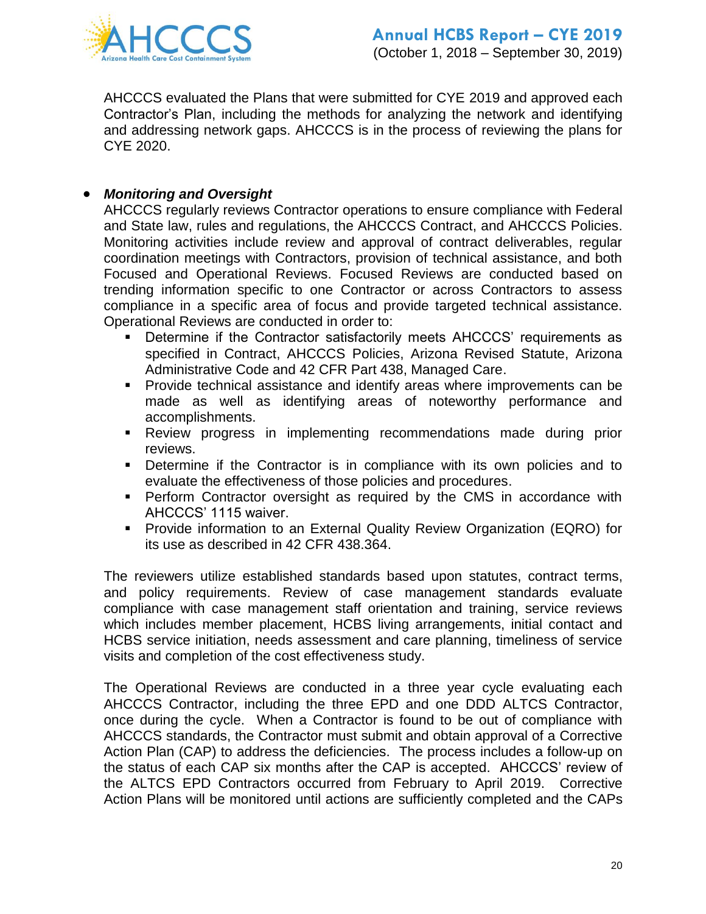AHCCCS evaluated the Plans that were submitted for CYE 2019 and approved each Contractor's Plan, including the methods for analyzing the network and identifying and addressing network gaps. AHCCCS is in the process of reviewing the plans for CYE 2020.

- ***Monitoring and Oversight***

  AHCCCS regularly reviews Contractor operations to ensure compliance with Federal and State law, rules and regulations, the AHCCCS Contract, and AHCCCS Policies. Monitoring activities include review and approval of contract deliverables, regular coordination meetings with Contractors, provision of technical assistance, and both Focused and Operational Reviews. Focused Reviews are conducted based on trending information specific to one Contractor or across Contractors to assess compliance in a specific area of focus and provide targeted technical assistance. Operational Reviews are conducted in order to:

  - Determine if the Contractor satisfactorily meets AHCCCS' requirements as specified in Contract, AHCCCS Policies, Arizona Revised Statute, Arizona Administrative Code and 42 CFR Part 438, Managed Care.
  - Provide technical assistance and identify areas where improvements can be made as well as identifying areas of noteworthy performance and accomplishments.
  - Review progress in implementing recommendations made during prior reviews.
  - Determine if the Contractor is in compliance with its own policies and to evaluate the effectiveness of those policies and procedures.
  - Perform Contractor oversight as required by the CMS in accordance with AHCCCS' 1115 waiver.
  - Provide information to an External Quality Review Organization (EQRO) for its use as described in 42 CFR 438.364.

  The reviewers utilize established standards based upon statutes, contract terms, and policy requirements. Review of case management standards evaluate compliance with case management staff orientation and training, service reviews which includes member placement, HCBS living arrangements, initial contact and HCBS service initiation, needs assessment and care planning, timeliness of service visits and completion of the cost effectiveness study.

  The Operational Reviews are conducted in a three year cycle evaluating each AHCCCS Contractor, including the three EPD and one DDD ALTCS Contractor, once during the cycle. When a Contractor is found to be out of compliance with AHCCCS standards, the Contractor must submit and obtain approval of a Corrective Action Plan (CAP) to address the deficiencies. The process includes a follow-up on the status of each CAP six months after the CAP is accepted. AHCCCS' review of the ALTCS EPD Contractors occurred from February to April 2019. Corrective Action Plans will be monitored until actions are sufficiently completed and the CAPs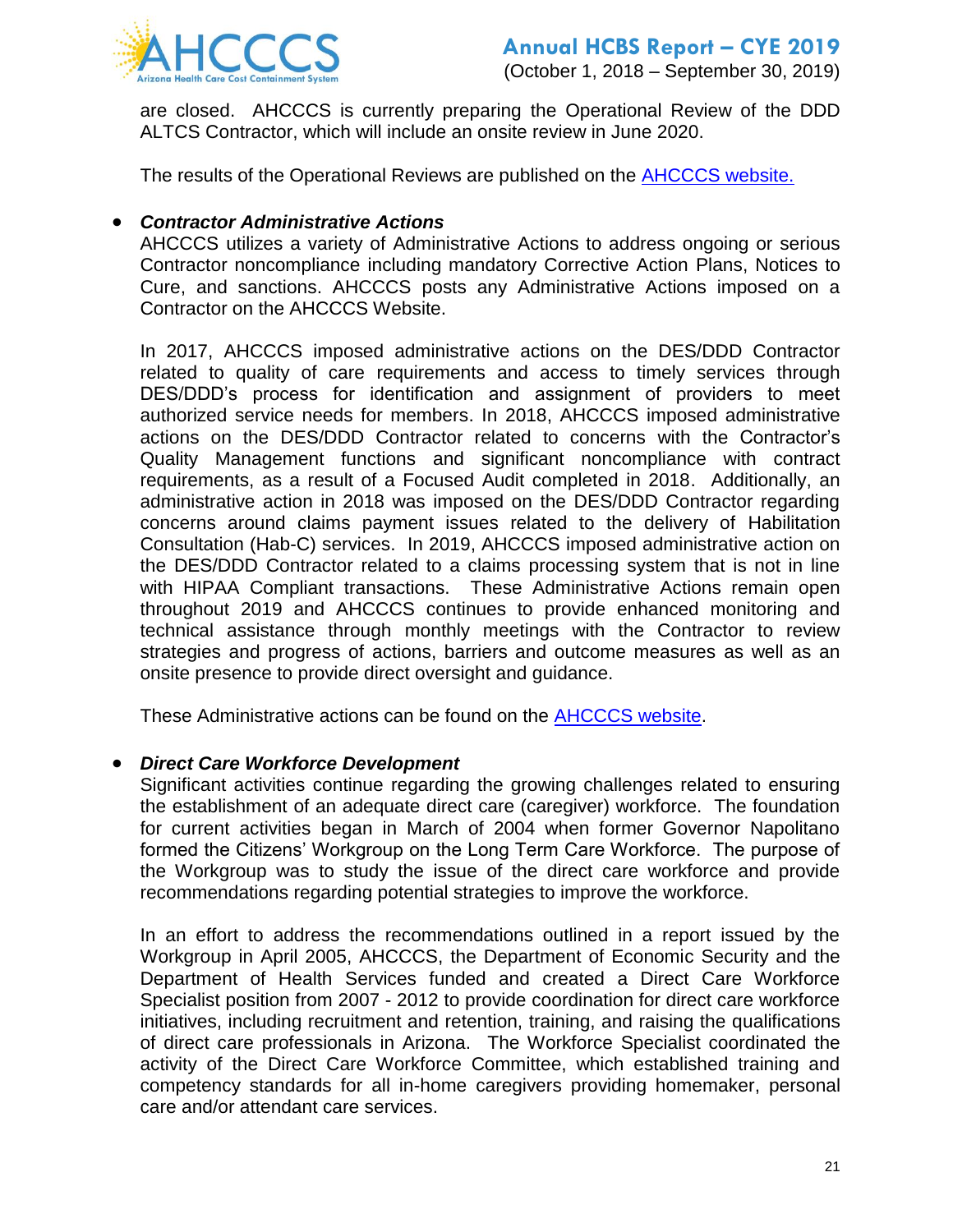are closed. AHCCCS is currently preparing the Operational Review of the DDD ALTCS Contractor, which will include an onsite review in June 2020.

The results of the Operational Reviews are published on the [AHCCCS website.]()

- ***Contractor Administrative Actions***
  AHCCCS utilizes a variety of Administrative Actions to address ongoing or serious Contractor noncompliance including mandatory Corrective Action Plans, Notices to Cure, and sanctions. AHCCCS posts any Administrative Actions imposed on a Contractor on the AHCCCS Website.

  In 2017, AHCCCS imposed administrative actions on the DES/DDD Contractor related to quality of care requirements and access to timely services through DES/DDD's process for identification and assignment of providers to meet authorized service needs for members. In 2018, AHCCCS imposed administrative actions on the DES/DDD Contractor related to concerns with the Contractor's Quality Management functions and significant noncompliance with contract requirements, as a result of a Focused Audit completed in 2018. Additionally, an administrative action in 2018 was imposed on the DES/DDD Contractor regarding concerns around claims payment issues related to the delivery of Habilitation Consultation (Hab-C) services. In 2019, AHCCCS imposed administrative action on the DES/DDD Contractor related to a claims processing system that is not in line with HIPAA Compliant transactions. These Administrative Actions remain open throughout 2019 and AHCCCS continues to provide enhanced monitoring and technical assistance through monthly meetings with the Contractor to review strategies and progress of actions, barriers and outcome measures as well as an onsite presence to provide direct oversight and guidance.

  These Administrative actions can be found on the [AHCCCS website]().

- ***Direct Care Workforce Development***
  Significant activities continue regarding the growing challenges related to ensuring the establishment of an adequate direct care (caregiver) workforce. The foundation for current activities began in March of 2004 when former Governor Napolitano formed the Citizens' Workgroup on the Long Term Care Workforce. The purpose of the Workgroup was to study the issue of the direct care workforce and provide recommendations regarding potential strategies to improve the workforce.

  In an effort to address the recommendations outlined in a report issued by the Workgroup in April 2005, AHCCCS, the Department of Economic Security and the Department of Health Services funded and created a Direct Care Workforce Specialist position from 2007 - 2012 to provide coordination for direct care workforce initiatives, including recruitment and retention, training, and raising the qualifications of direct care professionals in Arizona. The Workforce Specialist coordinated the activity of the Direct Care Workforce Committee, which established training and competency standards for all in-home caregivers providing homemaker, personal care and/or attendant care services.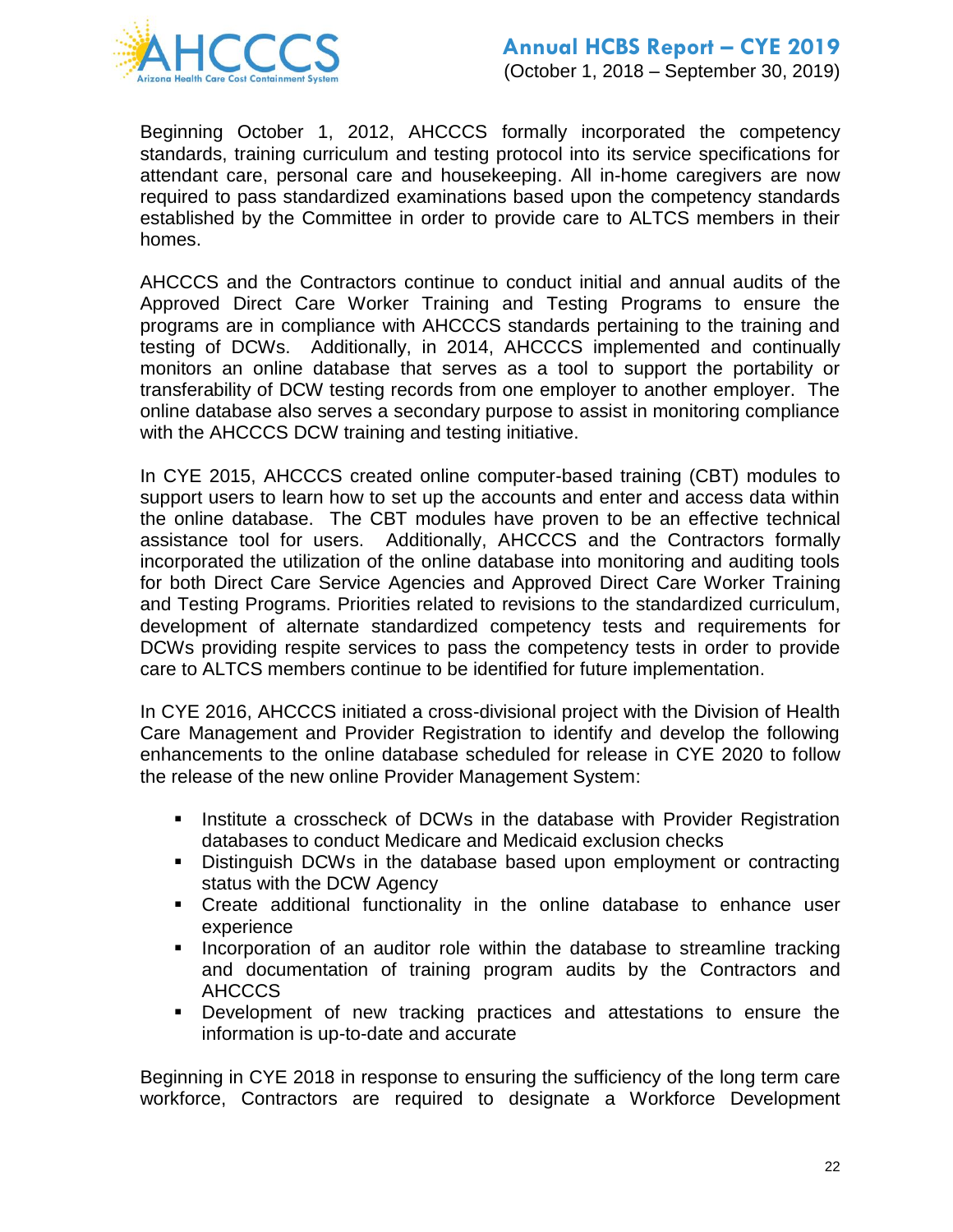Beginning October 1, 2012, AHCCCS formally incorporated the competency standards, training curriculum and testing protocol into its service specifications for attendant care, personal care and housekeeping. All in-home caregivers are now required to pass standardized examinations based upon the competency standards established by the Committee in order to provide care to ALTCS members in their homes.

AHCCCS and the Contractors continue to conduct initial and annual audits of the Approved Direct Care Worker Training and Testing Programs to ensure the programs are in compliance with AHCCCS standards pertaining to the training and testing of DCWs. Additionally, in 2014, AHCCCS implemented and continually monitors an online database that serves as a tool to support the portability or transferability of DCW testing records from one employer to another employer. The online database also serves a secondary purpose to assist in monitoring compliance with the AHCCCS DCW training and testing initiative.

In CYE 2015, AHCCCS created online computer-based training (CBT) modules to support users to learn how to set up the accounts and enter and access data within the online database. The CBT modules have proven to be an effective technical assistance tool for users. Additionally, AHCCCS and the Contractors formally incorporated the utilization of the online database into monitoring and auditing tools for both Direct Care Service Agencies and Approved Direct Care Worker Training and Testing Programs. Priorities related to revisions to the standardized curriculum, development of alternate standardized competency tests and requirements for DCWs providing respite services to pass the competency tests in order to provide care to ALTCS members continue to be identified for future implementation.

In CYE 2016, AHCCCS initiated a cross-divisional project with the Division of Health Care Management and Provider Registration to identify and develop the following enhancements to the online database scheduled for release in CYE 2020 to follow the release of the new online Provider Management System:

- Institute a crosscheck of DCWs in the database with Provider Registration databases to conduct Medicare and Medicaid exclusion checks
- Distinguish DCWs in the database based upon employment or contracting status with the DCW Agency
- Create additional functionality in the online database to enhance user experience
- Incorporation of an auditor role within the database to streamline tracking and documentation of training program audits by the Contractors and AHCCCS
- Development of new tracking practices and attestations to ensure the information is up-to-date and accurate

Beginning in CYE 2018 in response to ensuring the sufficiency of the long term care workforce, Contractors are required to designate a Workforce Development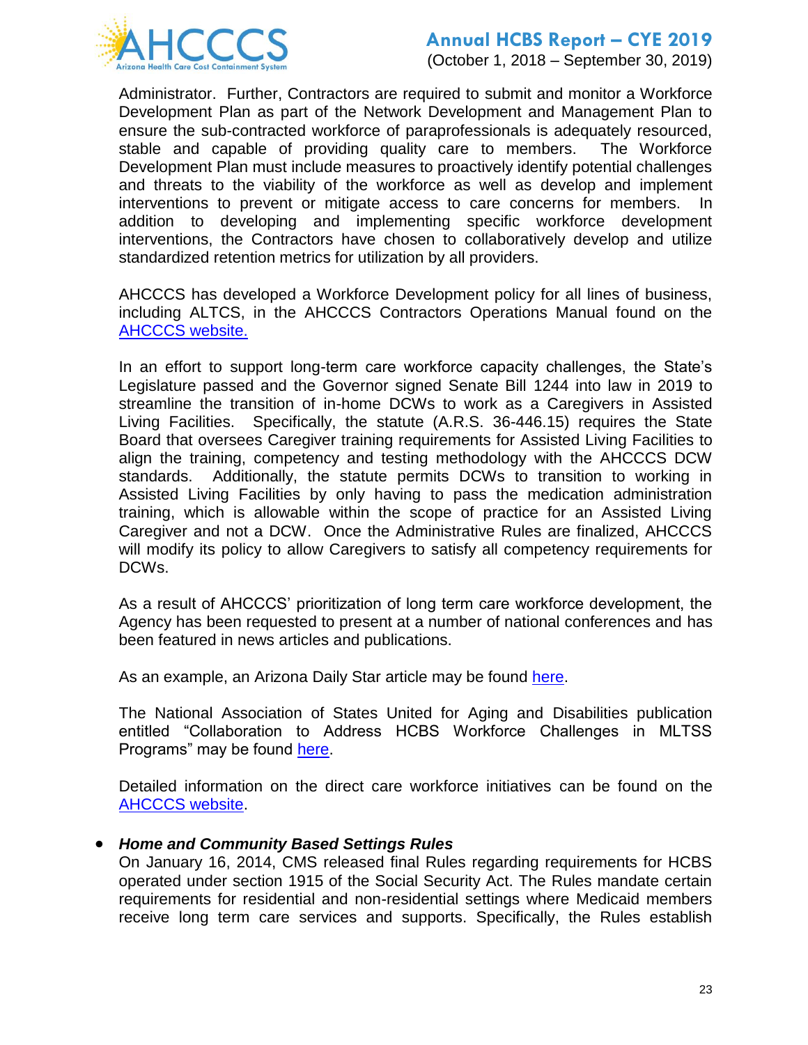Administrator. Further, Contractors are required to submit and monitor a Workforce Development Plan as part of the Network Development and Management Plan to ensure the sub-contracted workforce of paraprofessionals is adequately resourced, stable and capable of providing quality care to members. The Workforce Development Plan must include measures to proactively identify potential challenges and threats to the viability of the workforce as well as develop and implement interventions to prevent or mitigate access to care concerns for members. In addition to developing and implementing specific workforce development interventions, the Contractors have chosen to collaboratively develop and utilize standardized retention metrics for utilization by all providers.

AHCCCS has developed a Workforce Development policy for all lines of business, including ALTCS, in the AHCCCS Contractors Operations Manual found on the [AHCCCS website.]()

In an effort to support long-term care workforce capacity challenges, the State's Legislature passed and the Governor signed Senate Bill 1244 into law in 2019 to streamline the transition of in-home DCWs to work as a Caregivers in Assisted Living Facilities. Specifically, the statute (A.R.S. 36-446.15) requires the State Board that oversees Caregiver training requirements for Assisted Living Facilities to align the training, competency and testing methodology with the AHCCCS DCW standards. Additionally, the statute permits DCWs to transition to working in Assisted Living Facilities by only having to pass the medication administration training, which is allowable within the scope of practice for an Assisted Living Caregiver and not a DCW. Once the Administrative Rules are finalized, AHCCCS will modify its policy to allow Caregivers to satisfy all competency requirements for DCWs.

As a result of AHCCCS' prioritization of long term care workforce development, the Agency has been requested to present at a number of national conferences and has been featured in news articles and publications.

As an example, an Arizona Daily Star article may be found [here]().

The National Association of States United for Aging and Disabilities publication entitled "Collaboration to Address HCBS Workforce Challenges in MLTSS Programs" may be found [here]().

Detailed information on the direct care workforce initiatives can be found on the [AHCCCS website]().

- ***Home and Community Based Settings Rules***
  On January 16, 2014, CMS released final Rules regarding requirements for HCBS operated under section 1915 of the Social Security Act. The Rules mandate certain requirements for residential and non-residential settings where Medicaid members receive long term care services and supports. Specifically, the Rules establish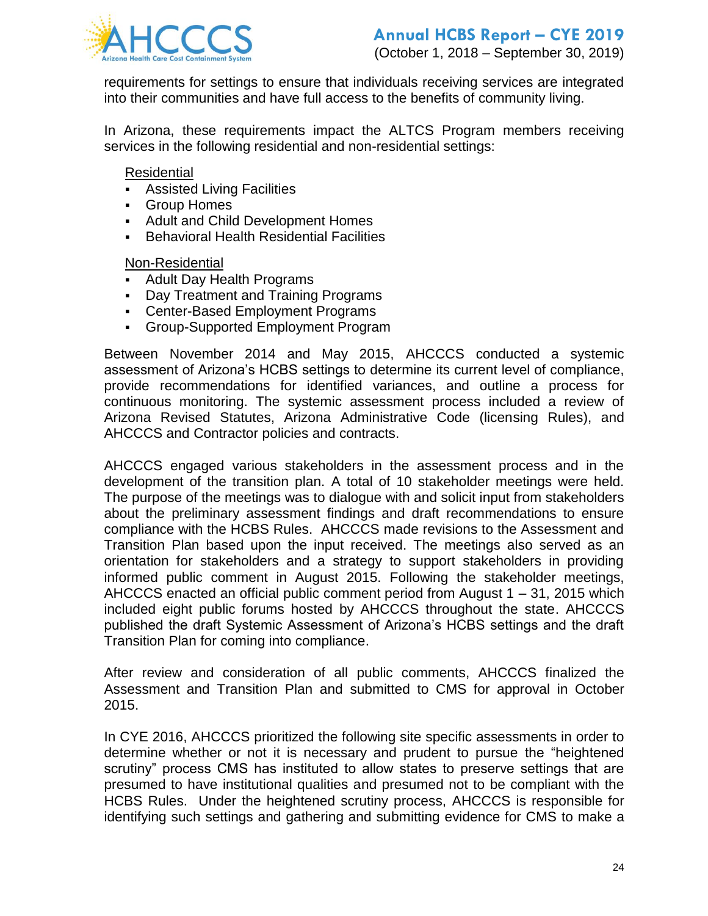requirements for settings to ensure that individuals receiving services are integrated into their communities and have full access to the benefits of community living.

In Arizona, these requirements impact the ALTCS Program members receiving services in the following residential and non-residential settings:

<u>Residential</u>

- Assisted Living Facilities
- Group Homes
- Adult and Child Development Homes
- Behavioral Health Residential Facilities

<u>Non-Residential</u>

- Adult Day Health Programs
- Day Treatment and Training Programs
- Center-Based Employment Programs
- Group-Supported Employment Program

Between November 2014 and May 2015, AHCCCS conducted a systemic assessment of Arizona's HCBS settings to determine its current level of compliance, provide recommendations for identified variances, and outline a process for continuous monitoring. The systemic assessment process included a review of Arizona Revised Statutes, Arizona Administrative Code (licensing Rules), and AHCCCS and Contractor policies and contracts.

AHCCCS engaged various stakeholders in the assessment process and in the development of the transition plan. A total of 10 stakeholder meetings were held. The purpose of the meetings was to dialogue with and solicit input from stakeholders about the preliminary assessment findings and draft recommendations to ensure compliance with the HCBS Rules. AHCCCS made revisions to the Assessment and Transition Plan based upon the input received. The meetings also served as an orientation for stakeholders and a strategy to support stakeholders in providing informed public comment in August 2015. Following the stakeholder meetings, AHCCCS enacted an official public comment period from August 1 – 31, 2015 which included eight public forums hosted by AHCCCS throughout the state. AHCCCS published the draft Systemic Assessment of Arizona's HCBS settings and the draft Transition Plan for coming into compliance.

After review and consideration of all public comments, AHCCCS finalized the Assessment and Transition Plan and submitted to CMS for approval in October 2015.

In CYE 2016, AHCCCS prioritized the following site specific assessments in order to determine whether or not it is necessary and prudent to pursue the "heightened scrutiny" process CMS has instituted to allow states to preserve settings that are presumed to have institutional qualities and presumed not to be compliant with the HCBS Rules. Under the heightened scrutiny process, AHCCCS is responsible for identifying such settings and gathering and submitting evidence for CMS to make a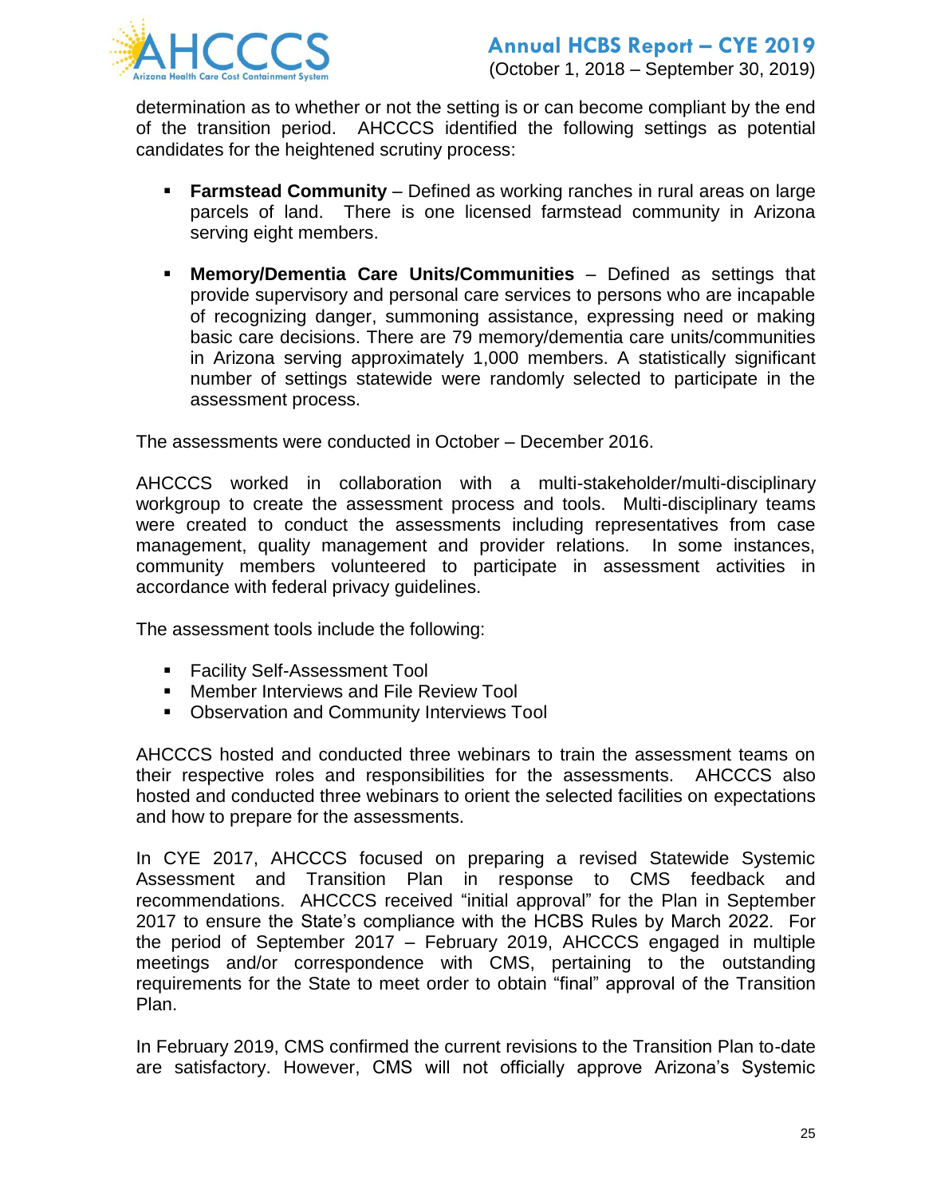determination as to whether or not the setting is or can become compliant by the end of the transition period. AHCCCS identified the following settings as potential candidates for the heightened scrutiny process:

- **Farmstead Community** – Defined as working ranches in rural areas on large parcels of land. There is one licensed farmstead community in Arizona serving eight members.

- **Memory/Dementia Care Units/Communities** – Defined as settings that provide supervisory and personal care services to persons who are incapable of recognizing danger, summoning assistance, expressing need or making basic care decisions. There are 79 memory/dementia care units/communities in Arizona serving approximately 1,000 members. A statistically significant number of settings statewide were randomly selected to participate in the assessment process.

The assessments were conducted in October – December 2016.

AHCCCS worked in collaboration with a multi-stakeholder/multi-disciplinary workgroup to create the assessment process and tools. Multi-disciplinary teams were created to conduct the assessments including representatives from case management, quality management and provider relations. In some instances, community members volunteered to participate in assessment activities in accordance with federal privacy guidelines.

The assessment tools include the following:

- Facility Self-Assessment Tool
- Member Interviews and File Review Tool
- Observation and Community Interviews Tool

AHCCCS hosted and conducted three webinars to train the assessment teams on their respective roles and responsibilities for the assessments. AHCCCS also hosted and conducted three webinars to orient the selected facilities on expectations and how to prepare for the assessments.

In CYE 2017, AHCCCS focused on preparing a revised Statewide Systemic Assessment and Transition Plan in response to CMS feedback and recommendations. AHCCCS received "initial approval" for the Plan in September 2017 to ensure the State's compliance with the HCBS Rules by March 2022. For the period of September 2017 – February 2019, AHCCCS engaged in multiple meetings and/or correspondence with CMS, pertaining to the outstanding requirements for the State to meet order to obtain "final" approval of the Transition Plan.

In February 2019, CMS confirmed the current revisions to the Transition Plan to-date are satisfactory. However, CMS will not officially approve Arizona's Systemic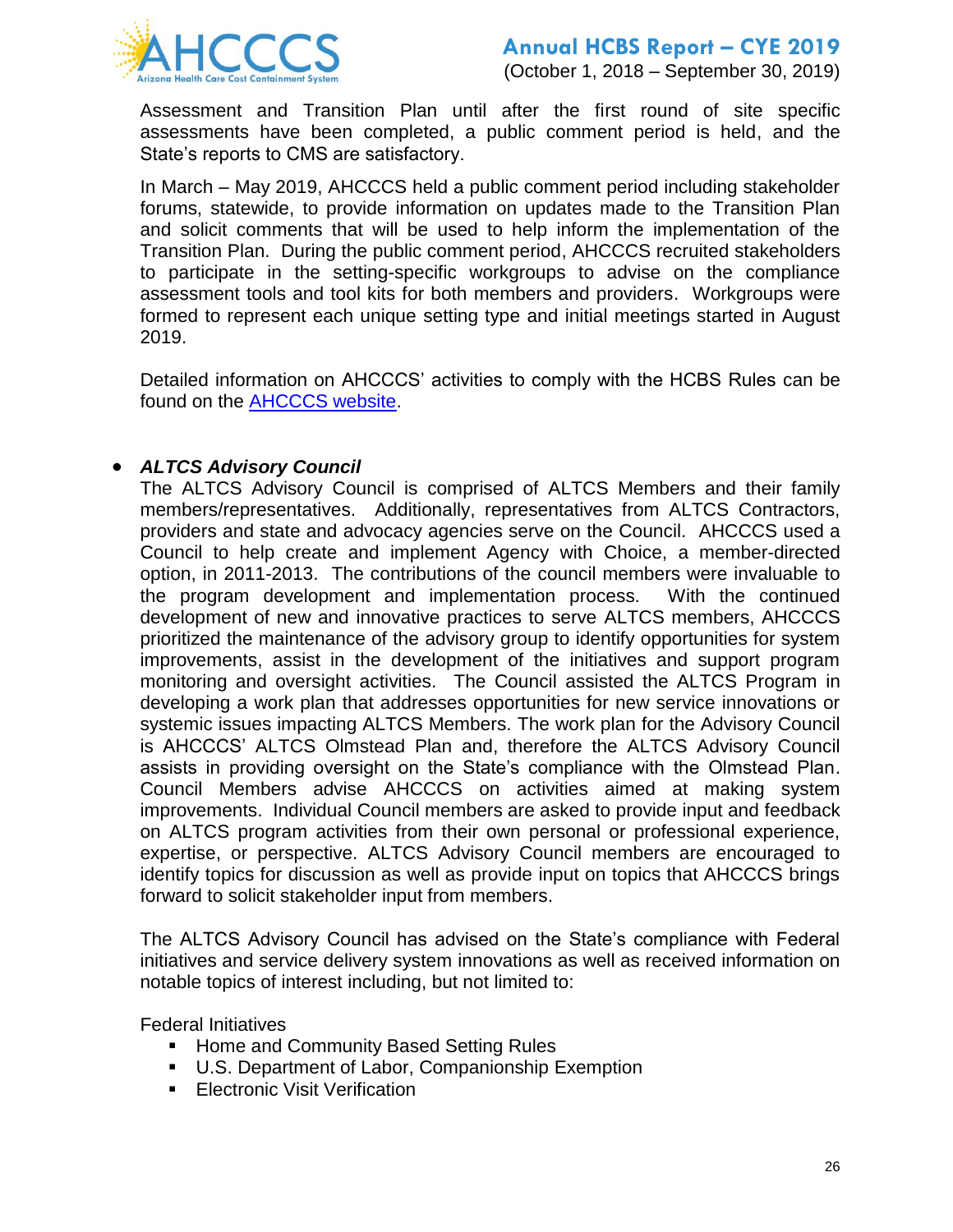Assessment and Transition Plan until after the first round of site specific assessments have been completed, a public comment period is held, and the State's reports to CMS are satisfactory.

In March – May 2019, AHCCCS held a public comment period including stakeholder forums, statewide, to provide information on updates made to the Transition Plan and solicit comments that will be used to help inform the implementation of the Transition Plan. During the public comment period, AHCCCS recruited stakeholders to participate in the setting-specific workgroups to advise on the compliance assessment tools and tool kits for both members and providers. Workgroups were formed to represent each unique setting type and initial meetings started in August 2019.

Detailed information on AHCCCS' activities to comply with the HCBS Rules can be found on the [AHCCCS website](AHCCCS website).

- ***ALTCS Advisory Council***

  The ALTCS Advisory Council is comprised of ALTCS Members and their family members/representatives. Additionally, representatives from ALTCS Contractors, providers and state and advocacy agencies serve on the Council. AHCCCS used a Council to help create and implement Agency with Choice, a member-directed option, in 2011-2013. The contributions of the council members were invaluable to the program development and implementation process. With the continued development of new and innovative practices to serve ALTCS members, AHCCCS prioritized the maintenance of the advisory group to identify opportunities for system improvements, assist in the development of the initiatives and support program monitoring and oversight activities. The Council assisted the ALTCS Program in developing a work plan that addresses opportunities for new service innovations or systemic issues impacting ALTCS Members. The work plan for the Advisory Council is AHCCCS' ALTCS Olmstead Plan and, therefore the ALTCS Advisory Council assists in providing oversight on the State's compliance with the Olmstead Plan. Council Members advise AHCCCS on activities aimed at making system improvements. Individual Council members are asked to provide input and feedback on ALTCS program activities from their own personal or professional experience, expertise, or perspective. ALTCS Advisory Council members are encouraged to identify topics for discussion as well as provide input on topics that AHCCCS brings forward to solicit stakeholder input from members.

  The ALTCS Advisory Council has advised on the State's compliance with Federal initiatives and service delivery system innovations as well as received information on notable topics of interest including, but not limited to:

  Federal Initiatives

  - Home and Community Based Setting Rules
  - U.S. Department of Labor, Companionship Exemption
  - Electronic Visit Verification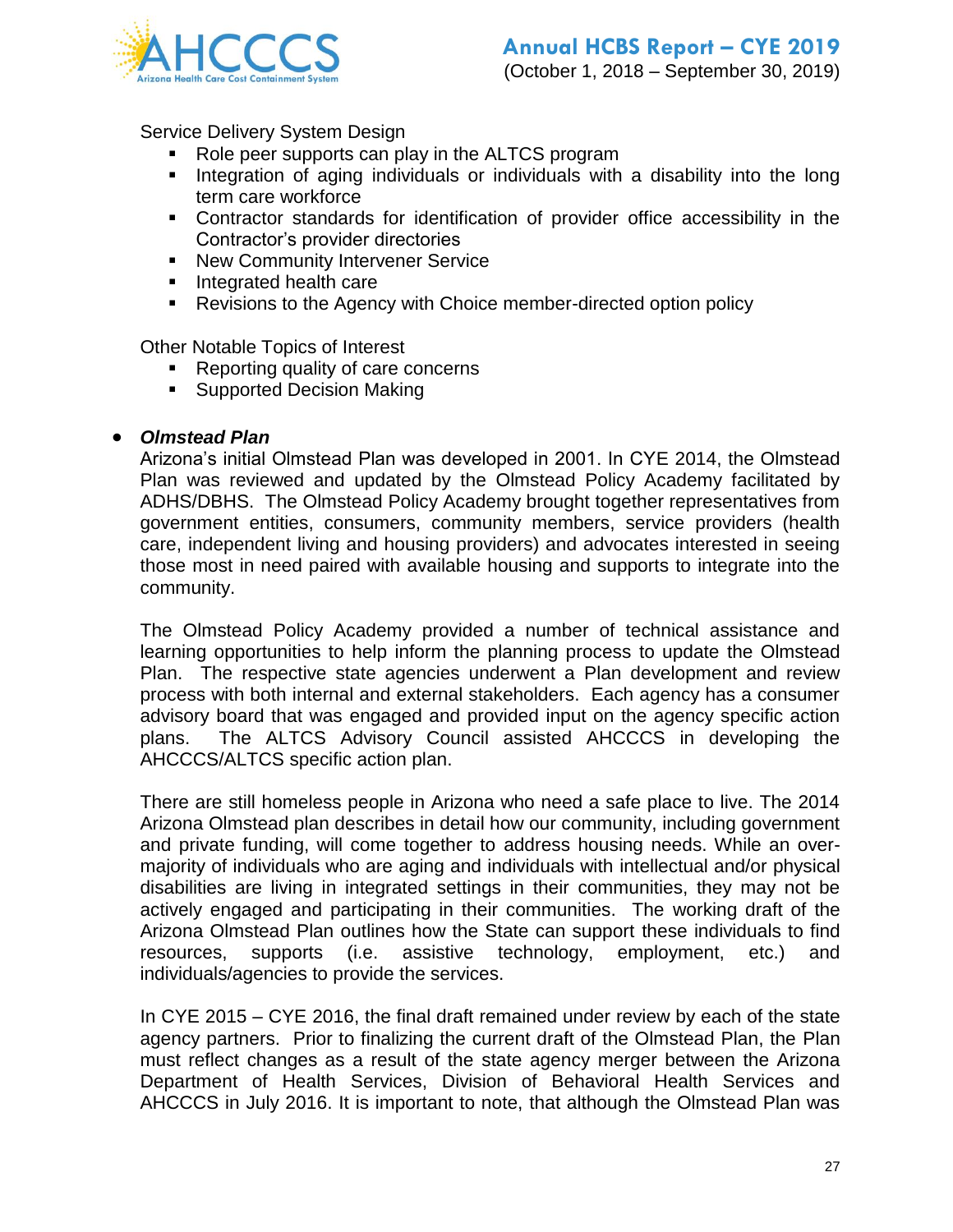Service Delivery System Design

- Role peer supports can play in the ALTCS program
- Integration of aging individuals or individuals with a disability into the long term care workforce
- Contractor standards for identification of provider office accessibility in the Contractor's provider directories
- New Community Intervener Service
- Integrated health care
- Revisions to the Agency with Choice member-directed option policy

Other Notable Topics of Interest

- Reporting quality of care concerns
- Supported Decision Making

- ***Olmstead Plan***

  Arizona's initial Olmstead Plan was developed in 2001. In CYE 2014, the Olmstead Plan was reviewed and updated by the Olmstead Policy Academy facilitated by ADHS/DBHS. The Olmstead Policy Academy brought together representatives from government entities, consumers, community members, service providers (health care, independent living and housing providers) and advocates interested in seeing those most in need paired with available housing and supports to integrate into the community.

  The Olmstead Policy Academy provided a number of technical assistance and learning opportunities to help inform the planning process to update the Olmstead Plan. The respective state agencies underwent a Plan development and review process with both internal and external stakeholders. Each agency has a consumer advisory board that was engaged and provided input on the agency specific action plans. The ALTCS Advisory Council assisted AHCCCS in developing the AHCCCS/ALTCS specific action plan.

  There are still homeless people in Arizona who need a safe place to live. The 2014 Arizona Olmstead plan describes in detail how our community, including government and private funding, will come together to address housing needs. While an over-majority of individuals who are aging and individuals with intellectual and/or physical disabilities are living in integrated settings in their communities, they may not be actively engaged and participating in their communities. The working draft of the Arizona Olmstead Plan outlines how the State can support these individuals to find resources, supports (i.e. assistive technology, employment, etc.) and individuals/agencies to provide the services.

  In CYE 2015 – CYE 2016, the final draft remained under review by each of the state agency partners. Prior to finalizing the current draft of the Olmstead Plan, the Plan must reflect changes as a result of the state agency merger between the Arizona Department of Health Services, Division of Behavioral Health Services and AHCCCS in July 2016. It is important to note, that although the Olmstead Plan was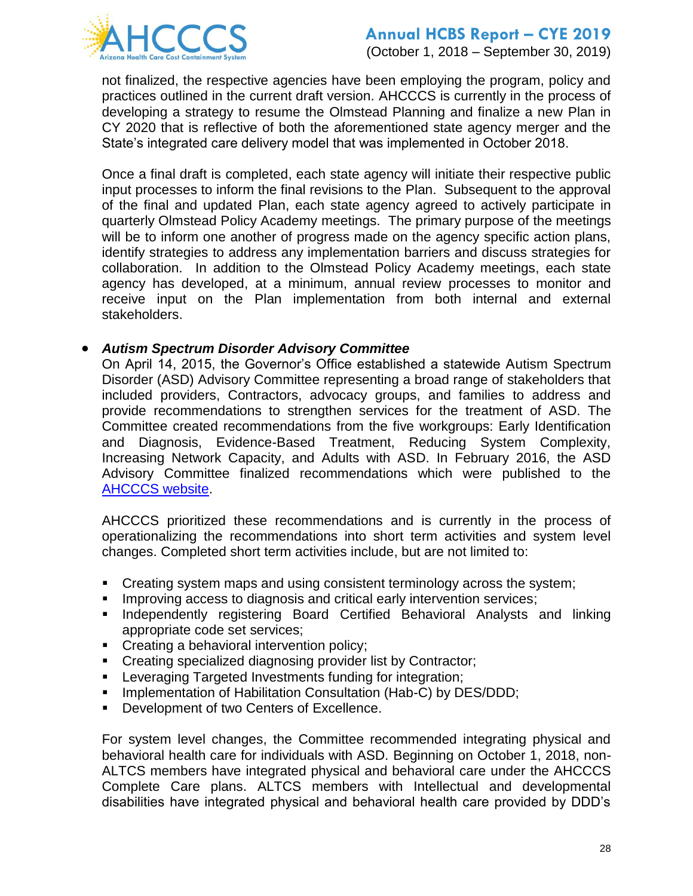not finalized, the respective agencies have been employing the program, policy and practices outlined in the current draft version. AHCCCS is currently in the process of developing a strategy to resume the Olmstead Planning and finalize a new Plan in CY 2020 that is reflective of both the aforementioned state agency merger and the State's integrated care delivery model that was implemented in October 2018.

Once a final draft is completed, each state agency will initiate their respective public input processes to inform the final revisions to the Plan. Subsequent to the approval of the final and updated Plan, each state agency agreed to actively participate in quarterly Olmstead Policy Academy meetings. The primary purpose of the meetings will be to inform one another of progress made on the agency specific action plans, identify strategies to address any implementation barriers and discuss strategies for collaboration. In addition to the Olmstead Policy Academy meetings, each state agency has developed, at a minimum, annual review processes to monitor and receive input on the Plan implementation from both internal and external stakeholders.

- ***Autism Spectrum Disorder Advisory Committee***
  On April 14, 2015, the Governor's Office established a statewide Autism Spectrum Disorder (ASD) Advisory Committee representing a broad range of stakeholders that included providers, Contractors, advocacy groups, and families to address and provide recommendations to strengthen services for the treatment of ASD. The Committee created recommendations from the five workgroups: Early Identification and Diagnosis, Evidence-Based Treatment, Reducing System Complexity, Increasing Network Capacity, and Adults with ASD. In February 2016, the ASD Advisory Committee finalized recommendations which were published to the AHCCCS website.

  AHCCCS prioritized these recommendations and is currently in the process of operationalizing the recommendations into short term activities and system level changes. Completed short term activities include, but are not limited to:

  - Creating system maps and using consistent terminology across the system;
  - Improving access to diagnosis and critical early intervention services;
  - Independently registering Board Certified Behavioral Analysts and linking appropriate code set services;
  - Creating a behavioral intervention policy;
  - Creating specialized diagnosing provider list by Contractor;
  - Leveraging Targeted Investments funding for integration;
  - Implementation of Habilitation Consultation (Hab-C) by DES/DDD;
  - Development of two Centers of Excellence.

  For system level changes, the Committee recommended integrating physical and behavioral health care for individuals with ASD. Beginning on October 1, 2018, non-ALTCS members have integrated physical and behavioral care under the AHCCCS Complete Care plans. ALTCS members with Intellectual and developmental disabilities have integrated physical and behavioral health care provided by DDD's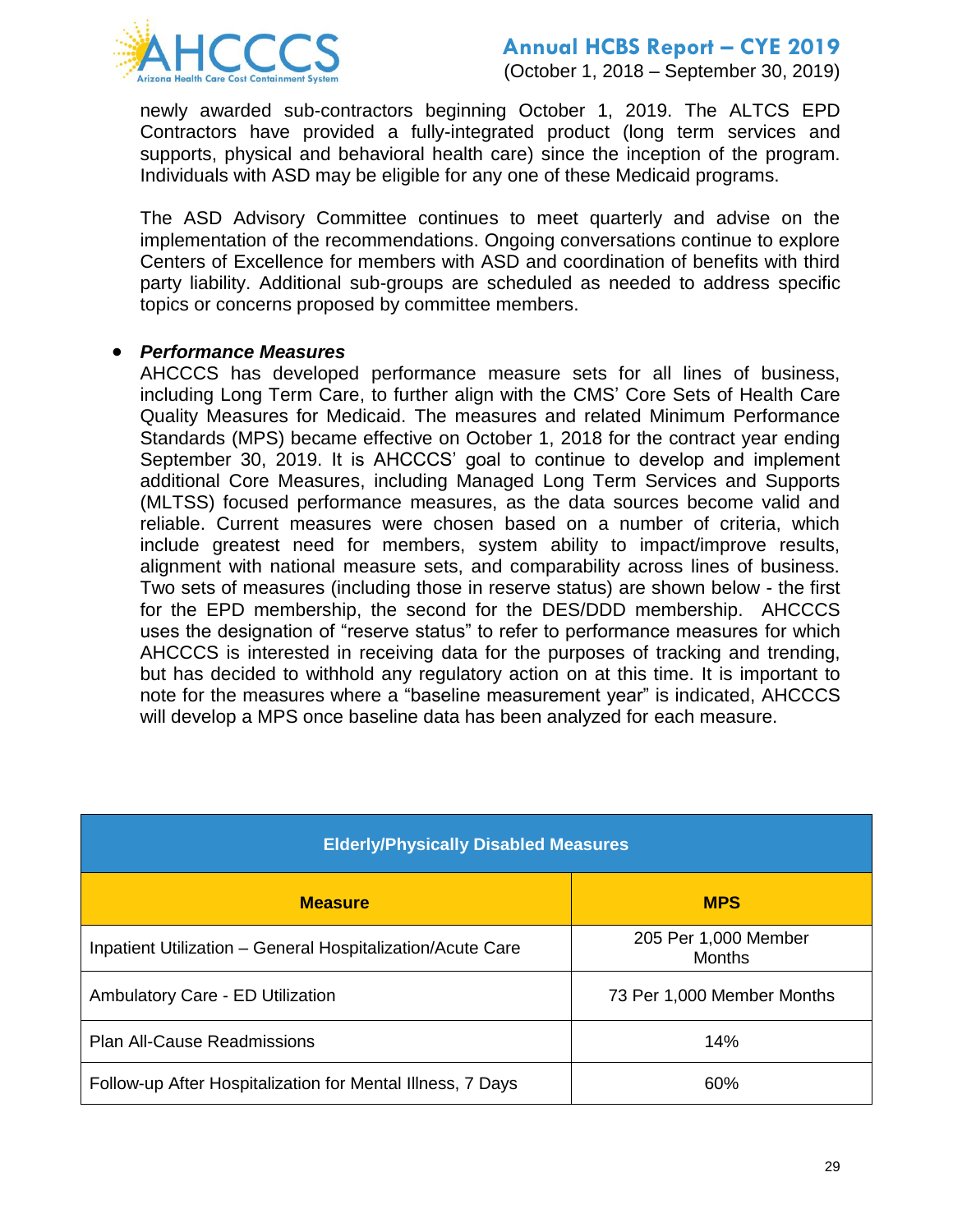newly awarded sub-contractors beginning October 1, 2019. The ALTCS EPD Contractors have provided a fully-integrated product (long term services and supports, physical and behavioral health care) since the inception of the program. Individuals with ASD may be eligible for any one of these Medicaid programs.

The ASD Advisory Committee continues to meet quarterly and advise on the implementation of the recommendations. Ongoing conversations continue to explore Centers of Excellence for members with ASD and coordination of benefits with third party liability. Additional sub-groups are scheduled as needed to address specific topics or concerns proposed by committee members.

- ***Performance Measures***
  AHCCCS has developed performance measure sets for all lines of business, including Long Term Care, to further align with the CMS' Core Sets of Health Care Quality Measures for Medicaid. The measures and related Minimum Performance Standards (MPS) became effective on October 1, 2018 for the contract year ending September 30, 2019. It is AHCCCS' goal to continue to develop and implement additional Core Measures, including Managed Long Term Services and Supports (MLTSS) focused performance measures, as the data sources become valid and reliable. Current measures were chosen based on a number of criteria, which include greatest need for members, system ability to impact/improve results, alignment with national measure sets, and comparability across lines of business. Two sets of measures (including those in reserve status) are shown below - the first for the EPD membership, the second for the DES/DDD membership. AHCCCS uses the designation of "reserve status" to refer to performance measures for which AHCCCS is interested in receiving data for the purposes of tracking and trending, but has decided to withhold any regulatory action on at this time. It is important to note for the measures where a "baseline measurement year" is indicated, AHCCCS will develop a MPS once baseline data has been analyzed for each measure.

| **Elderly/Physically Disabled Measures** | |
|---|---|
| **Measure** | **MPS** |
| Inpatient Utilization – General Hospitalization/Acute Care | 205 Per 1,000 Member Months |
| Ambulatory Care - ED Utilization | 73 Per 1,000 Member Months |
| Plan All-Cause Readmissions | 14% |
| Follow-up After Hospitalization for Mental Illness, 7 Days | 60% |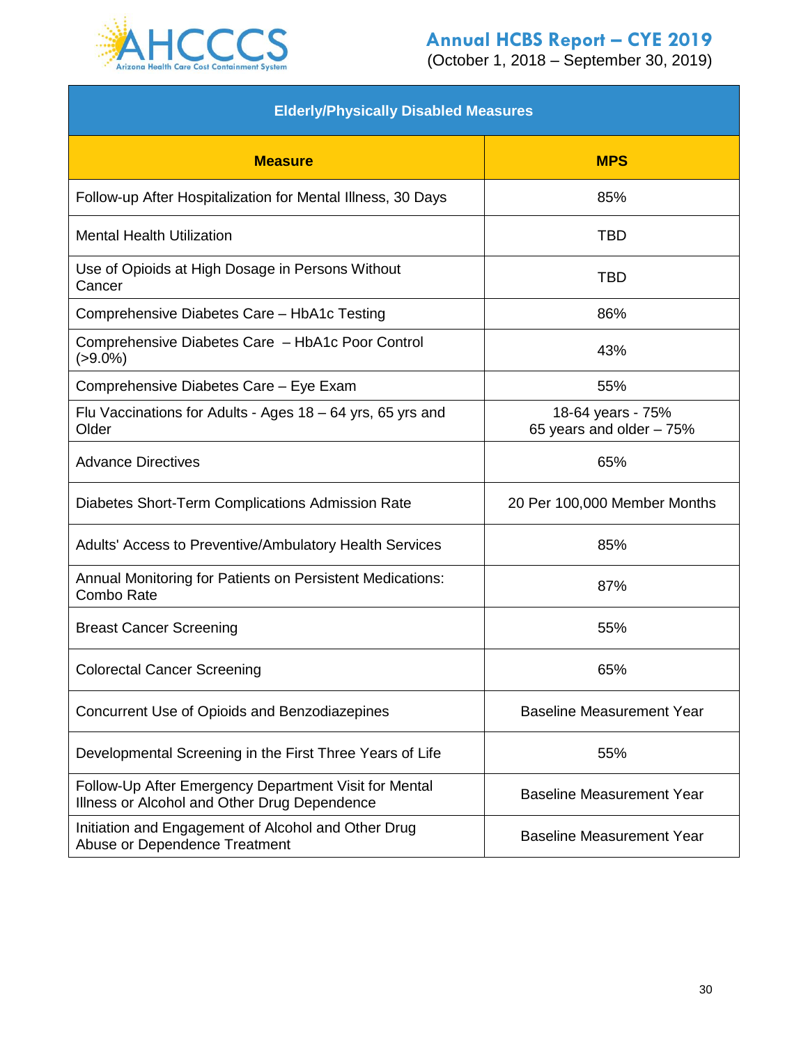| Elderly/Physically Disabled Measures | |
|---|---|
| **Measure** | **MPS** |
| Follow-up After Hospitalization for Mental Illness, 30 Days | 85% |
| Mental Health Utilization | TBD |
| Use of Opioids at High Dosage in Persons Without Cancer | TBD |
| Comprehensive Diabetes Care – HbA1c Testing | 86% |
| Comprehensive Diabetes Care – HbA1c Poor Control (>9.0%) | 43% |
| Comprehensive Diabetes Care – Eye Exam | 55% |
| Flu Vaccinations for Adults - Ages 18 – 64 yrs, 65 yrs and Older | 18-64 years - 75%<br>65 years and older – 75% |
| Advance Directives | 65% |
| Diabetes Short-Term Complications Admission Rate | 20 Per 100,000 Member Months |
| Adults' Access to Preventive/Ambulatory Health Services | 85% |
| Annual Monitoring for Patients on Persistent Medications: Combo Rate | 87% |
| Breast Cancer Screening | 55% |
| Colorectal Cancer Screening | 65% |
| Concurrent Use of Opioids and Benzodiazepines | Baseline Measurement Year |
| Developmental Screening in the First Three Years of Life | 55% |
| Follow-Up After Emergency Department Visit for Mental Illness or Alcohol and Other Drug Dependence | Baseline Measurement Year |
| Initiation and Engagement of Alcohol and Other Drug Abuse or Dependence Treatment | Baseline Measurement Year |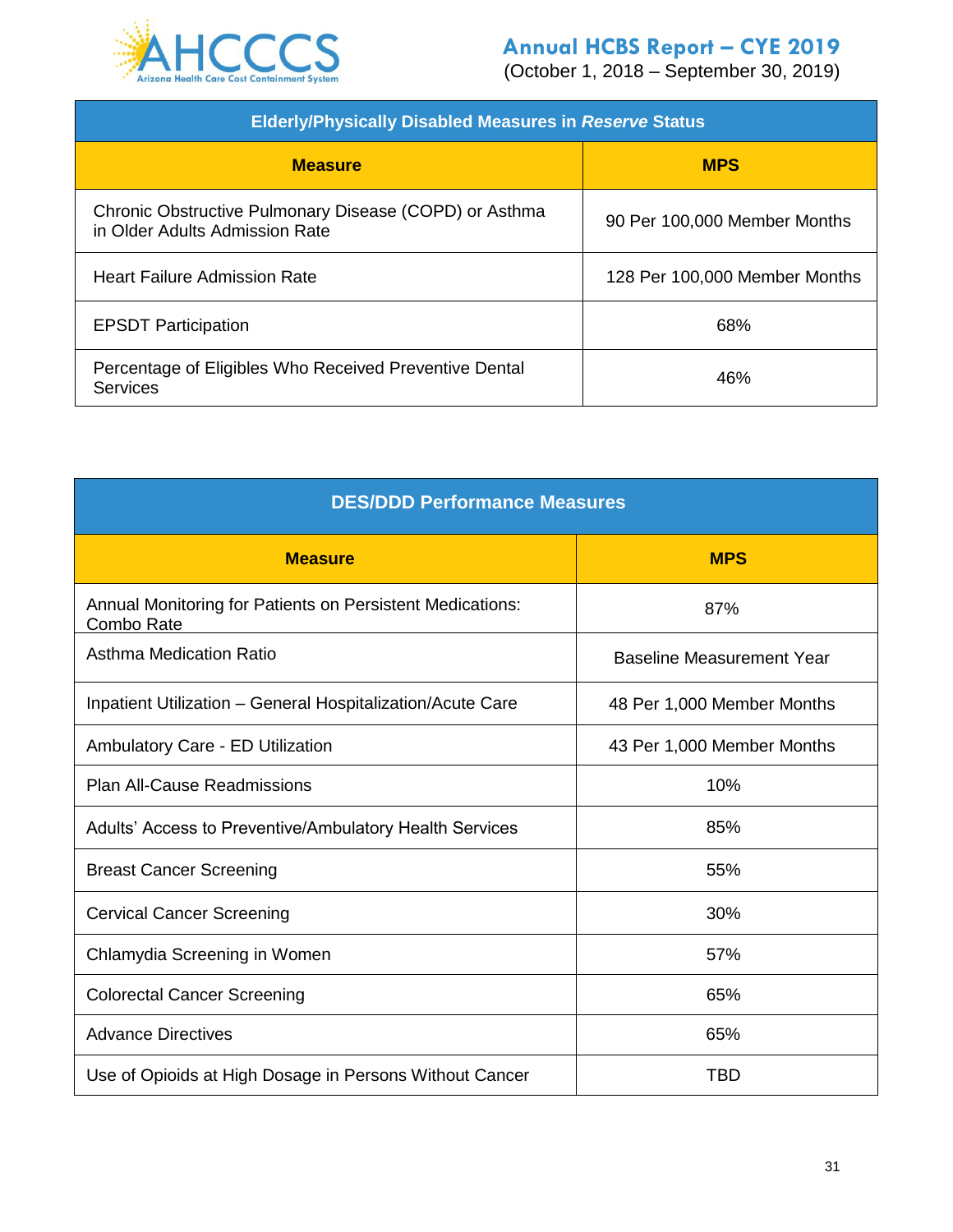| Elderly/Physically Disabled Measures in *Reserve* Status | |
|---|---|
| **Measure** | **MPS** |
| Chronic Obstructive Pulmonary Disease (COPD) or Asthma in Older Adults Admission Rate | 90 Per 100,000 Member Months |
| Heart Failure Admission Rate | 128 Per 100,000 Member Months |
| EPSDT Participation | 68% |
| Percentage of Eligibles Who Received Preventive Dental Services | 46% |

| DES/DDD Performance Measures | |
|---|---|
| **Measure** | **MPS** |
| Annual Monitoring for Patients on Persistent Medications: Combo Rate | 87% |
| Asthma Medication Ratio | Baseline Measurement Year |
| Inpatient Utilization – General Hospitalization/Acute Care | 48 Per 1,000 Member Months |
| Ambulatory Care - ED Utilization | 43 Per 1,000 Member Months |
| Plan All-Cause Readmissions | 10% |
| Adults' Access to Preventive/Ambulatory Health Services | 85% |
| Breast Cancer Screening | 55% |
| Cervical Cancer Screening | 30% |
| Chlamydia Screening in Women | 57% |
| Colorectal Cancer Screening | 65% |
| Advance Directives | 65% |
| Use of Opioids at High Dosage in Persons Without Cancer | TBD |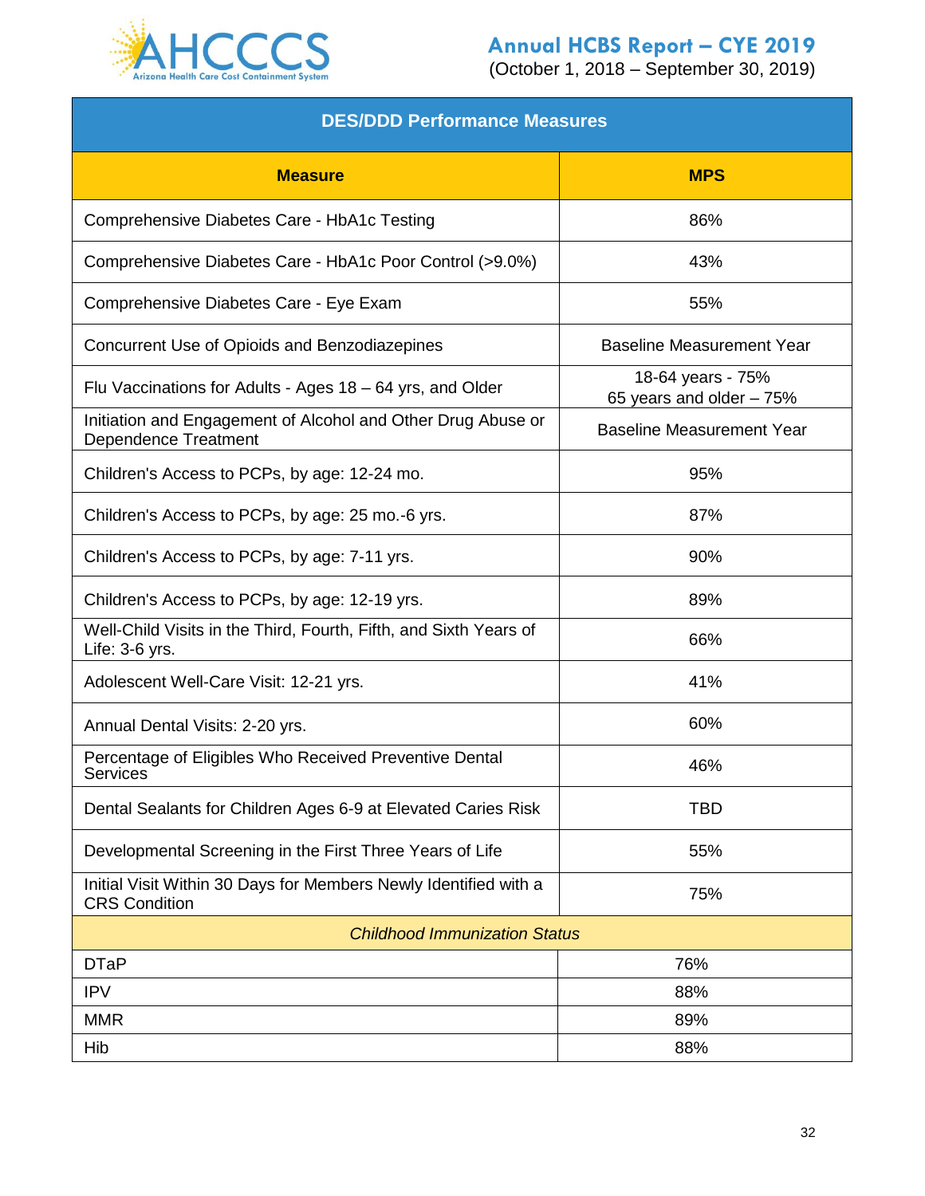| DES/DDD Performance Measures | |
|---|---|
| **Measure** | **MPS** |
| Comprehensive Diabetes Care - HbA1c Testing | 86% |
| Comprehensive Diabetes Care - HbA1c Poor Control (>9.0%) | 43% |
| Comprehensive Diabetes Care - Eye Exam | 55% |
| Concurrent Use of Opioids and Benzodiazepines | Baseline Measurement Year |
| Flu Vaccinations for Adults - Ages 18 – 64 yrs, and Older | 18-64 years - 75%<br>65 years and older – 75% |
| Initiation and Engagement of Alcohol and Other Drug Abuse or Dependence Treatment | Baseline Measurement Year |
| Children's Access to PCPs, by age: 12-24 mo. | 95% |
| Children's Access to PCPs, by age: 25 mo.-6 yrs. | 87% |
| Children's Access to PCPs, by age: 7-11 yrs. | 90% |
| Children's Access to PCPs, by age: 12-19 yrs. | 89% |
| Well-Child Visits in the Third, Fourth, Fifth, and Sixth Years of Life: 3-6 yrs. | 66% |
| Adolescent Well-Care Visit: 12-21 yrs. | 41% |
| Annual Dental Visits: 2-20 yrs. | 60% |
| Percentage of Eligibles Who Received Preventive Dental Services | 46% |
| Dental Sealants for Children Ages 6-9 at Elevated Caries Risk | TBD |
| Developmental Screening in the First Three Years of Life | 55% |
| Initial Visit Within 30 Days for Members Newly Identified with a CRS Condition | 75% |
| *Childhood Immunization Status* | |
| DTaP | 76% |
| IPV | 88% |
| MMR | 89% |
| Hib | 88% |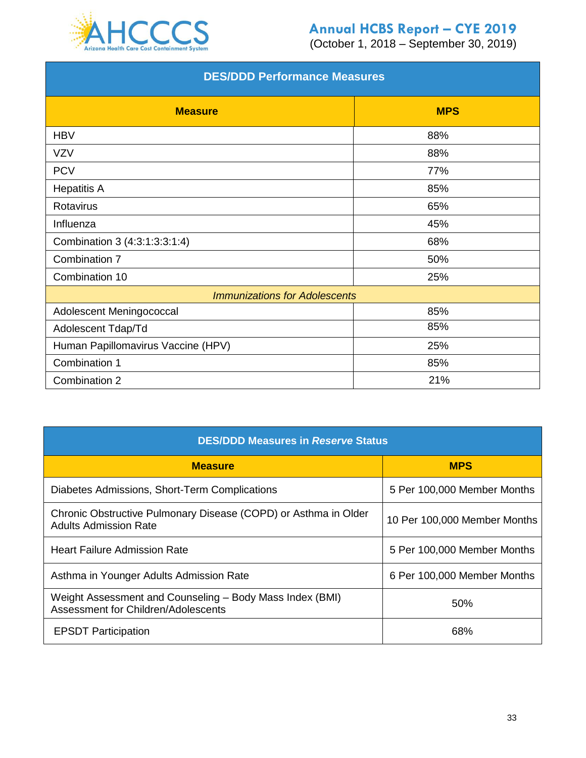| DES/DDD Performance Measures | |
|---|---|
| **Measure** | **MPS** |
| HBV | 88% |
| VZV | 88% |
| PCV | 77% |
| Hepatitis A | 85% |
| Rotavirus | 65% |
| Influenza | 45% |
| Combination 3 (4:3:1:3:3:1:4) | 68% |
| Combination 7 | 50% |
| Combination 10 | 25% |
| *Immunizations for Adolescents* | |
| Adolescent Meningococcal | 85% |
| Adolescent Tdap/Td | 85% |
| Human Papillomavirus Vaccine (HPV) | 25% |
| Combination 1 | 85% |
| Combination 2 | 21% |

| DES/DDD Measures in *Reserve* Status | |
|---|---|
| **Measure** | **MPS** |
| Diabetes Admissions, Short-Term Complications | 5 Per 100,000 Member Months |
| Chronic Obstructive Pulmonary Disease (COPD) or Asthma in Older Adults Admission Rate | 10 Per 100,000 Member Months |
| Heart Failure Admission Rate | 5 Per 100,000 Member Months |
| Asthma in Younger Adults Admission Rate | 6 Per 100,000 Member Months |
| Weight Assessment and Counseling – Body Mass Index (BMI) Assessment for Children/Adolescents | 50% |
| EPSDT Participation | 68% |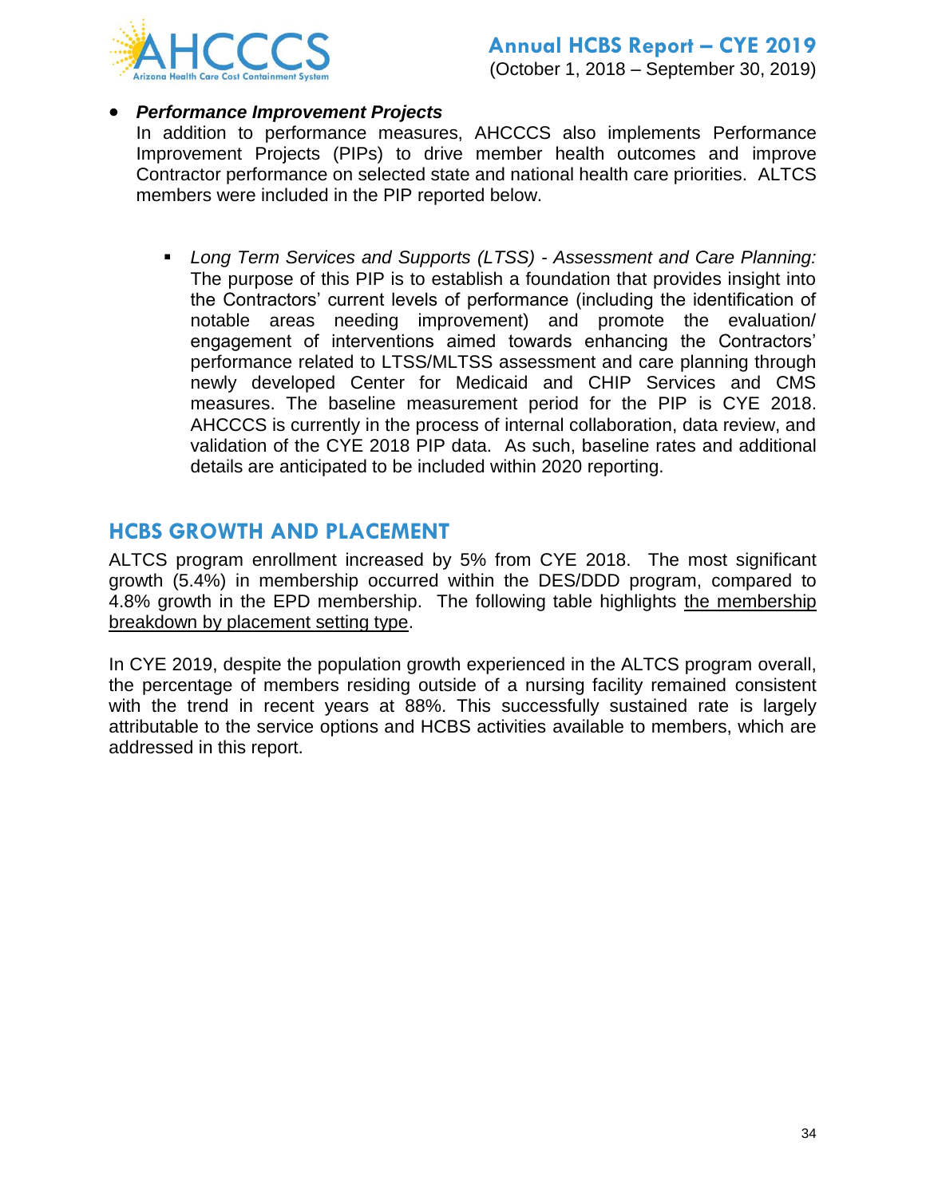- ***Performance Improvement Projects***
  In addition to performance measures, AHCCCS also implements Performance Improvement Projects (PIPs) to drive member health outcomes and improve Contractor performance on selected state and national health care priorities. ALTCS members were included in the PIP reported below.

  - *Long Term Services and Supports (LTSS) - Assessment and Care Planning:* The purpose of this PIP is to establish a foundation that provides insight into the Contractors' current levels of performance (including the identification of notable areas needing improvement) and promote the evaluation/ engagement of interventions aimed towards enhancing the Contractors' performance related to LTSS/MLTSS assessment and care planning through newly developed Center for Medicaid and CHIP Services and CMS measures. The baseline measurement period for the PIP is CYE 2018. AHCCCS is currently in the process of internal collaboration, data review, and validation of the CYE 2018 PIP data. As such, baseline rates and additional details are anticipated to be included within 2020 reporting.

## HCBS GROWTH AND PLACEMENT

ALTCS program enrollment increased by 5% from CYE 2018. The most significant growth (5.4%) in membership occurred within the DES/DDD program, compared to 4.8% growth in the EPD membership. The following table highlights the membership breakdown by placement setting type.

In CYE 2019, despite the population growth experienced in the ALTCS program overall, the percentage of members residing outside of a nursing facility remained consistent with the trend in recent years at 88%. This successfully sustained rate is largely attributable to the service options and HCBS activities available to members, which are addressed in this report.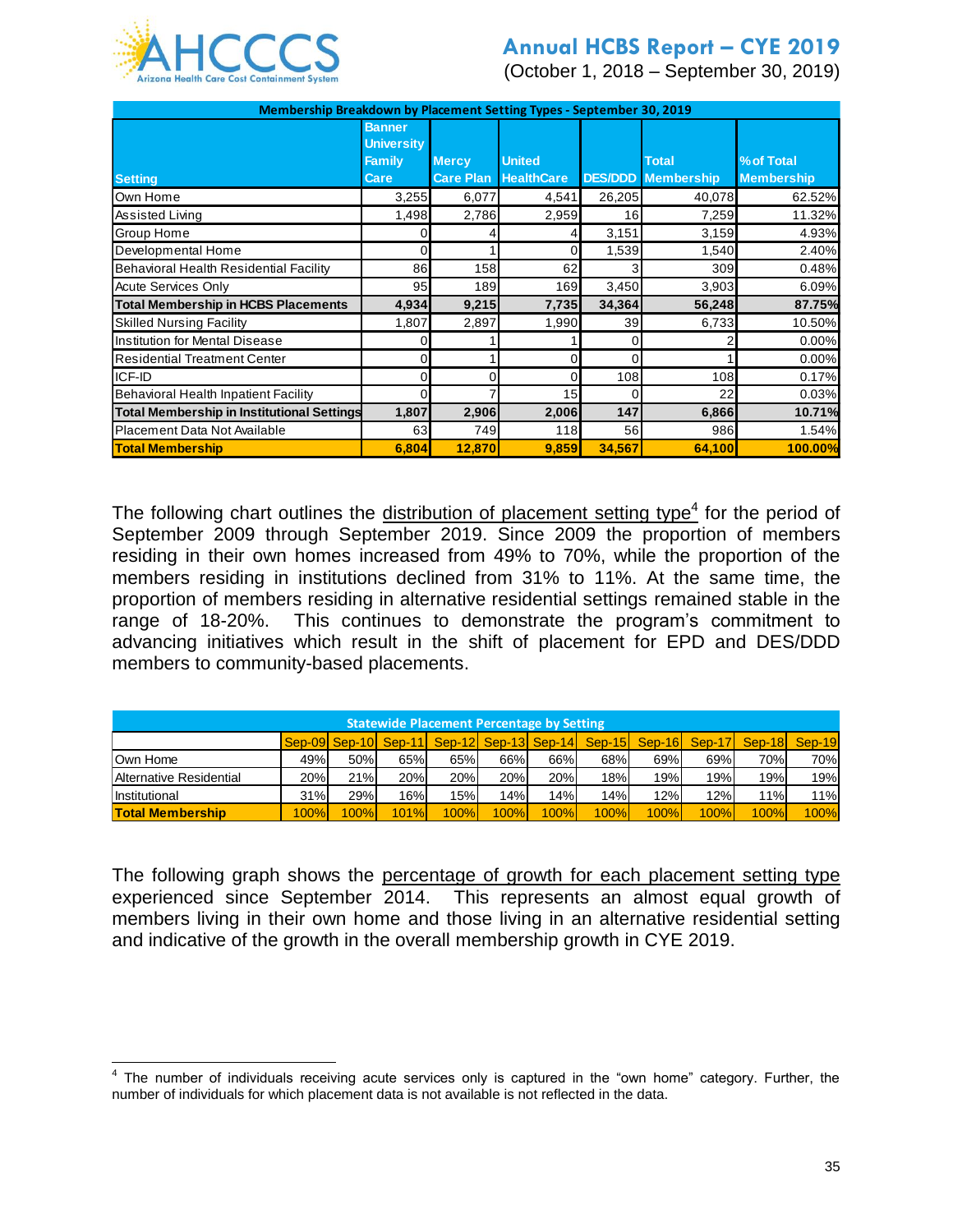| Membership Breakdown by Placement Setting Types - September 30, 2019 | | | | | | |
|---|---|---|---|---|---|---|
| **Setting** | **Banner University Family Care** | **Mercy Care Plan** | **United HealthCare** | **DES/DDD** | **Total Membership** | **% of Total Membership** |
| Own Home | 3,255 | 6,077 | 4,541 | 26,205 | 40,078 | 62.52% |
| Assisted Living | 1,498 | 2,786 | 2,959 | 16 | 7,259 | 11.32% |
| Group Home | 0 | 4 | 4 | 3,151 | 3,159 | 4.93% |
| Developmental Home | 0 | 1 | 0 | 1,539 | 1,540 | 2.40% |
| Behavioral Health Residential Facility | 86 | 158 | 62 | 3 | 309 | 0.48% |
| Acute Services Only | 95 | 189 | 169 | 3,450 | 3,903 | 6.09% |
| **Total Membership in HCBS Placements** | **4,934** | **9,215** | **7,735** | **34,364** | **56,248** | **87.75%** |
| Skilled Nursing Facility | 1,807 | 2,897 | 1,990 | 39 | 6,733 | 10.50% |
| Institution for Mental Disease | 0 | 1 | 1 | 0 | 2 | 0.00% |
| Residential Treatment Center | 0 | 1 | 0 | 0 | 1 | 0.00% |
| ICF-ID | 0 | 0 | 0 | 108 | 108 | 0.17% |
| Behavioral Health Inpatient Facility | 0 | 7 | 15 | 0 | 22 | 0.03% |
| **Total Membership in Institutional Settings** | **1,807** | **2,906** | **2,006** | **147** | **6,866** | **10.71%** |
| Placement Data Not Available | 63 | 749 | 118 | 56 | 986 | 1.54% |
| **Total Membership** | **6,804** | **12,870** | **9,859** | **34,567** | **64,100** | **100.00%** |

The following chart outlines the distribution of placement setting type[4] for the period of September 2009 through September 2019. Since 2009 the proportion of members residing in their own homes increased from 49% to 70%, while the proportion of the members residing in institutions declined from 31% to 11%. At the same time, the proportion of members residing in alternative residential settings remained stable in the range of 18-20%. This continues to demonstrate the program's commitment to advancing initiatives which result in the shift of placement for EPD and DES/DDD members to community-based placements.

| Statewide Placement Percentage by Setting | | | | | | | | | | | |
|---|---|---|---|---|---|---|---|---|---|---|---|
| | Sep-09 | Sep-10 | Sep-11 | Sep-12 | Sep-13 | Sep-14 | Sep-15 | Sep-16 | Sep-17 | Sep-18 | Sep-19 |
| Own Home | 49% | 50% | 65% | 65% | 66% | 66% | 68% | 69% | 69% | 70% | 70% |
| Alternative Residential | 20% | 21% | 20% | 20% | 20% | 20% | 18% | 19% | 19% | 19% | 19% |
| Institutional | 31% | 29% | 16% | 15% | 14% | 14% | 14% | 12% | 12% | 11% | 11% |
| **Total Membership** | 100% | 100% | 101% | 100% | 100% | 100% | 100% | 100% | 100% | 100% | 100% |

The following graph shows the percentage of growth for each placement setting type experienced since September 2014. This represents an almost equal growth of members living in their own home and those living in an alternative residential setting and indicative of the growth in the overall membership growth in CYE 2019.

[4] The number of individuals receiving acute services only is captured in the "own home" category. Further, the number of individuals for which placement data is not available is not reflected in the data.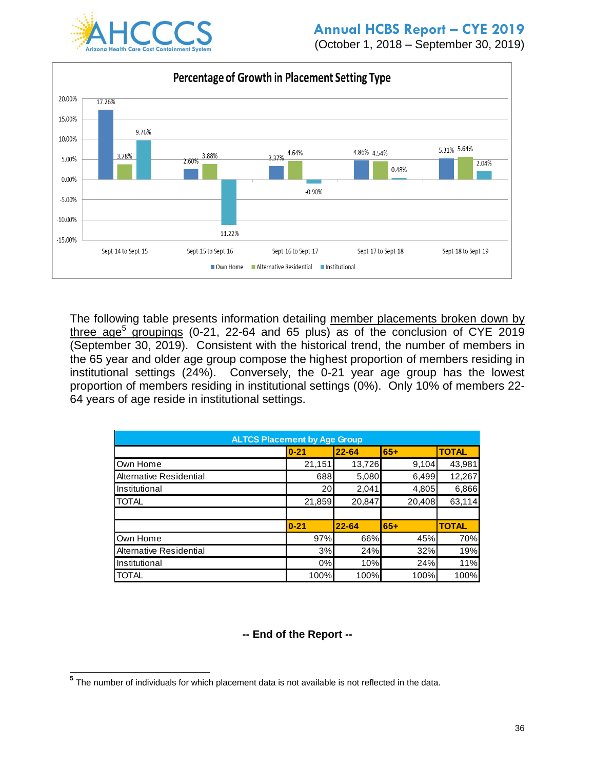Percentage of Growth in Placement Setting Type

20.00%
15.00%
10.00%
5.00%
0.00%
-5.00%
-10.00%
-15.00%

17.26%
3.78%
9.76%
2.60%
3.88%
-11.22%
3.37%
4.64%
-0.90%
4.86%
4.54%
0.48%
5.31%
5.64%
2.04%

Sept-14 to Sept-15
Sept-15 to Sept-16
Sept-16 to Sept-17
Sept-17 to Sept-18
Sept-18 to Sept-19

Own Home
Alternative Residential
Institutional

The following table presents information detailing member placements broken down by three age[5] groupings (0-21, 22-64 and 65 plus) as of the conclusion of CYE 2019 (September 30, 2019). Consistent with the historical trend, the number of members in the 65 year and older age group compose the highest proportion of members residing in institutional settings (24%). Conversely, the 0-21 year age group has the lowest proportion of members residing in institutional settings (0%). Only 10% of members 22-64 years of age reside in institutional settings.

| ALTCS Placement by Age Group | | | | |
|---|---|---|---|---|
| | 0-21 | 22-64 | 65+ | TOTAL |
| Own Home | 21,151 | 13,726 | 9,104 | 43,981 |
| Alternative Residential | 688 | 5,080 | 6,499 | 12,267 |
| Institutional | 20 | 2,041 | 4,805 | 6,866 |
| TOTAL | 21,859 | 20,847 | 20,408 | 63,114 |
| | | | | |
| | 0-21 | 22-64 | 65+ | TOTAL |
| Own Home | 97% | 66% | 45% | 70% |
| Alternative Residential | 3% | 24% | 32% | 19% |
| Institutional | 0% | 10% | 24% | 11% |
| TOTAL | 100% | 100% | 100% | 100% |

**-- End of the Report --**

[5] The number of individuals for which placement data is not available is not reflected in the data.